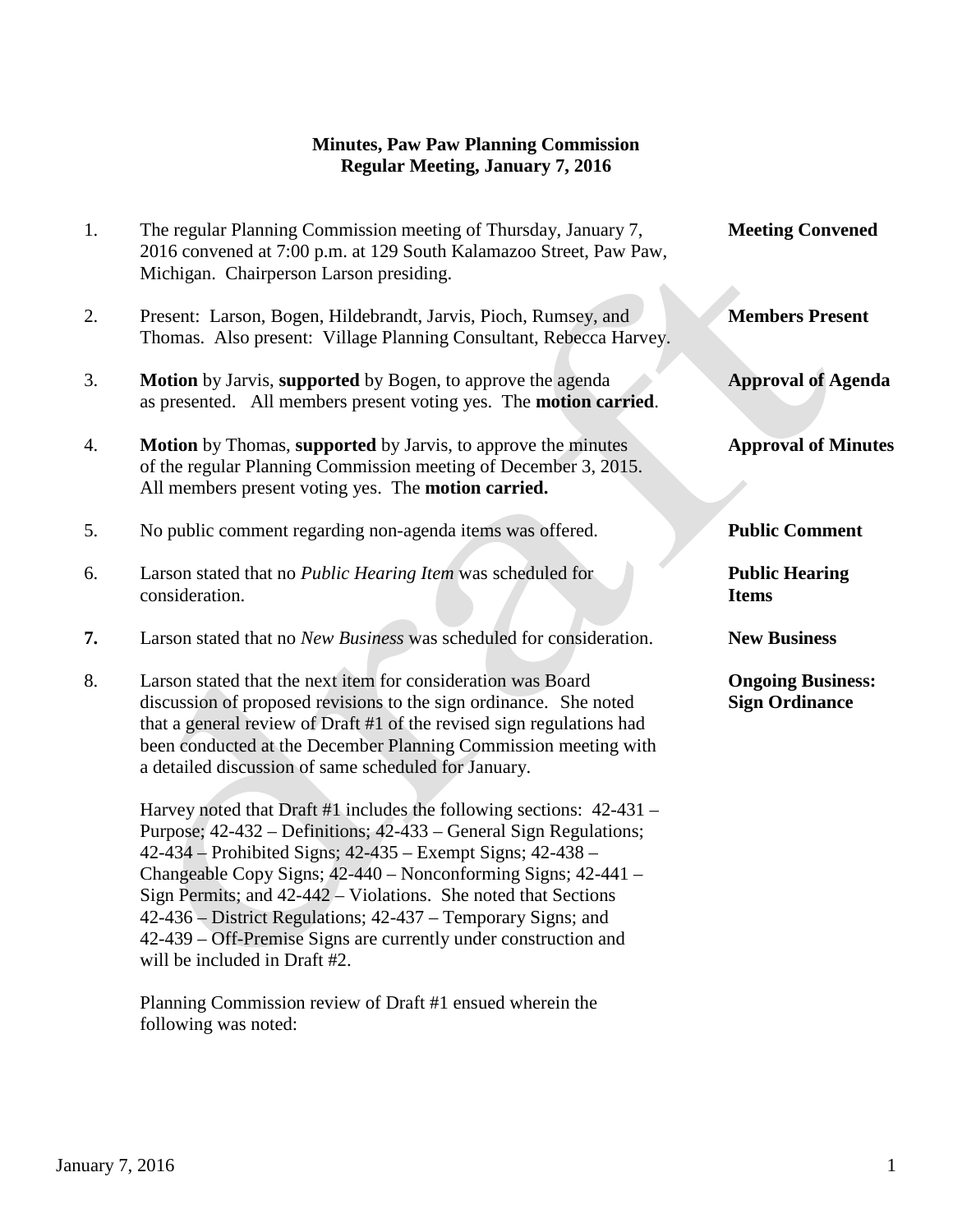**Minutes, Paw Paw Planning Commission**
**Regular Meeting, January 7, 2016**

1. The regular Planning Commission meeting of Thursday, January 7, 2016 convened at 7:00 p.m. at 129 South Kalamazoo Street, Paw Paw, Michigan. Chairperson Larson presiding. **Meeting Convened**

2. Present: Larson, Bogen, Hildebrandt, Jarvis, Pioch, Rumsey, and Thomas. Also present: Village Planning Consultant, Rebecca Harvey. **Members Present**

3. **Motion** by Jarvis, **supported** by Bogen, to approve the agenda as presented. All members present voting yes. The **motion carried**. **Approval of Agenda**

4. **Motion** by Thomas, **supported** by Jarvis, to approve the minutes of the regular Planning Commission meeting of December 3, 2015. All members present voting yes. The **motion carried.** **Approval of Minutes**

5. No public comment regarding non-agenda items was offered. **Public Comment**

6. Larson stated that no *Public Hearing Item* was scheduled for consideration. **Public Hearing Items**

7. Larson stated that no *New Business* was scheduled for consideration. **New Business**

8. Larson stated that the next item for consideration was Board discussion of proposed revisions to the sign ordinance. She noted that a general review of Draft #1 of the revised sign regulations had been conducted at the December Planning Commission meeting with a detailed discussion of same scheduled for January. **Ongoing Business: Sign Ordinance**

   Harvey noted that Draft #1 includes the following sections: 42-431 – Purpose; 42-432 – Definitions; 42-433 – General Sign Regulations; 42-434 – Prohibited Signs; 42-435 – Exempt Signs; 42-438 – Changeable Copy Signs; 42-440 – Nonconforming Signs; 42-441 – Sign Permits; and 42-442 – Violations. She noted that Sections 42-436 – District Regulations; 42-437 – Temporary Signs; and 42-439 – Off-Premise Signs are currently under construction and will be included in Draft #2.

   Planning Commission review of Draft #1 ensued wherein the following was noted: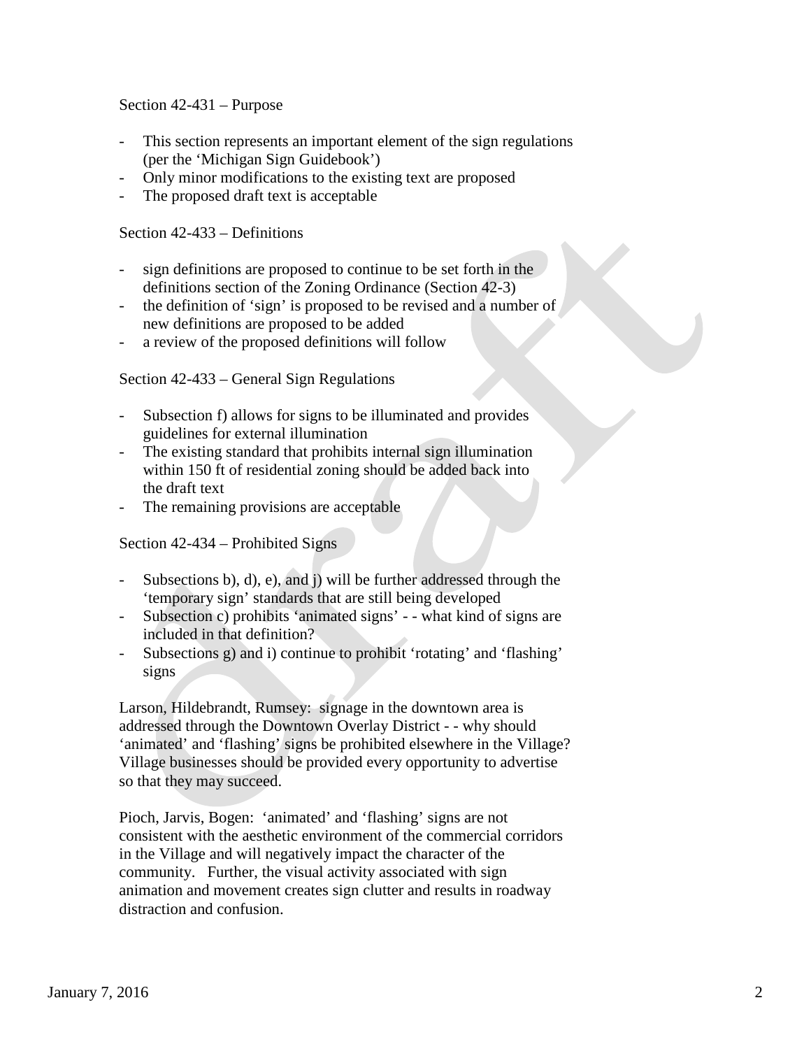Section 42-431 – Purpose

- This section represents an important element of the sign regulations (per the 'Michigan Sign Guidebook')
- Only minor modifications to the existing text are proposed
- The proposed draft text is acceptable

Section 42-433 – Definitions

- sign definitions are proposed to continue to be set forth in the definitions section of the Zoning Ordinance (Section 42-3)
- the definition of 'sign' is proposed to be revised and a number of new definitions are proposed to be added
- a review of the proposed definitions will follow

Section 42-433 – General Sign Regulations

- Subsection f) allows for signs to be illuminated and provides guidelines for external illumination
- The existing standard that prohibits internal sign illumination within 150 ft of residential zoning should be added back into the draft text
- The remaining provisions are acceptable

Section 42-434 – Prohibited Signs

- Subsections b), d), e), and j) will be further addressed through the 'temporary sign' standards that are still being developed
- Subsection c) prohibits 'animated signs' - - what kind of signs are included in that definition?
- Subsections g) and i) continue to prohibit 'rotating' and 'flashing' signs

Larson, Hildebrandt, Rumsey: signage in the downtown area is addressed through the Downtown Overlay District - - why should 'animated' and 'flashing' signs be prohibited elsewhere in the Village? Village businesses should be provided every opportunity to advertise so that they may succeed.

Pioch, Jarvis, Bogen: 'animated' and 'flashing' signs are not consistent with the aesthetic environment of the commercial corridors in the Village and will negatively impact the character of the community. Further, the visual activity associated with sign animation and movement creates sign clutter and results in roadway distraction and confusion.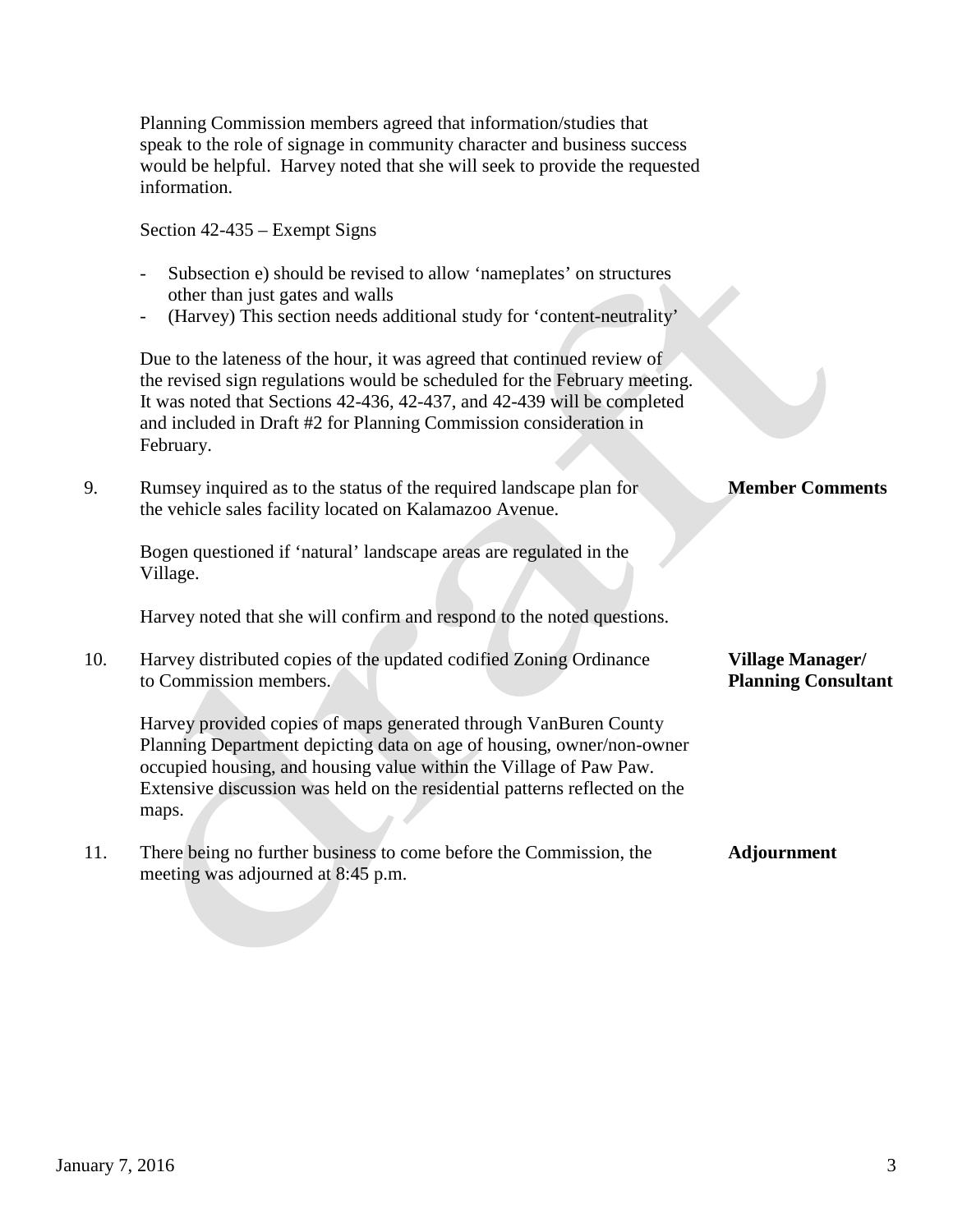Planning Commission members agreed that information/studies that speak to the role of signage in community character and business success would be helpful. Harvey noted that she will seek to provide the requested information.

Section 42-435 – Exempt Signs

- Subsection e) should be revised to allow 'nameplates' on structures other than just gates and walls
- (Harvey) This section needs additional study for 'content-neutrality'

Due to the lateness of the hour, it was agreed that continued review of the revised sign regulations would be scheduled for the February meeting. It was noted that Sections 42-436, 42-437, and 42-439 will be completed and included in Draft #2 for Planning Commission consideration in February.

9. Rumsey inquired as to the status of the required landscape plan for the vehicle sales facility located on Kalamazoo Avenue. **Member Comments**

   Bogen questioned if 'natural' landscape areas are regulated in the Village.

   Harvey noted that she will confirm and respond to the noted questions.

10. Harvey distributed copies of the updated codified Zoning Ordinance to Commission members. **Village Manager/ Planning Consultant**

    Harvey provided copies of maps generated through VanBuren County Planning Department depicting data on age of housing, owner/non-owner occupied housing, and housing value within the Village of Paw Paw. Extensive discussion was held on the residential patterns reflected on the maps.

11. There being no further business to come before the Commission, the meeting was adjourned at 8:45 p.m. **Adjournment**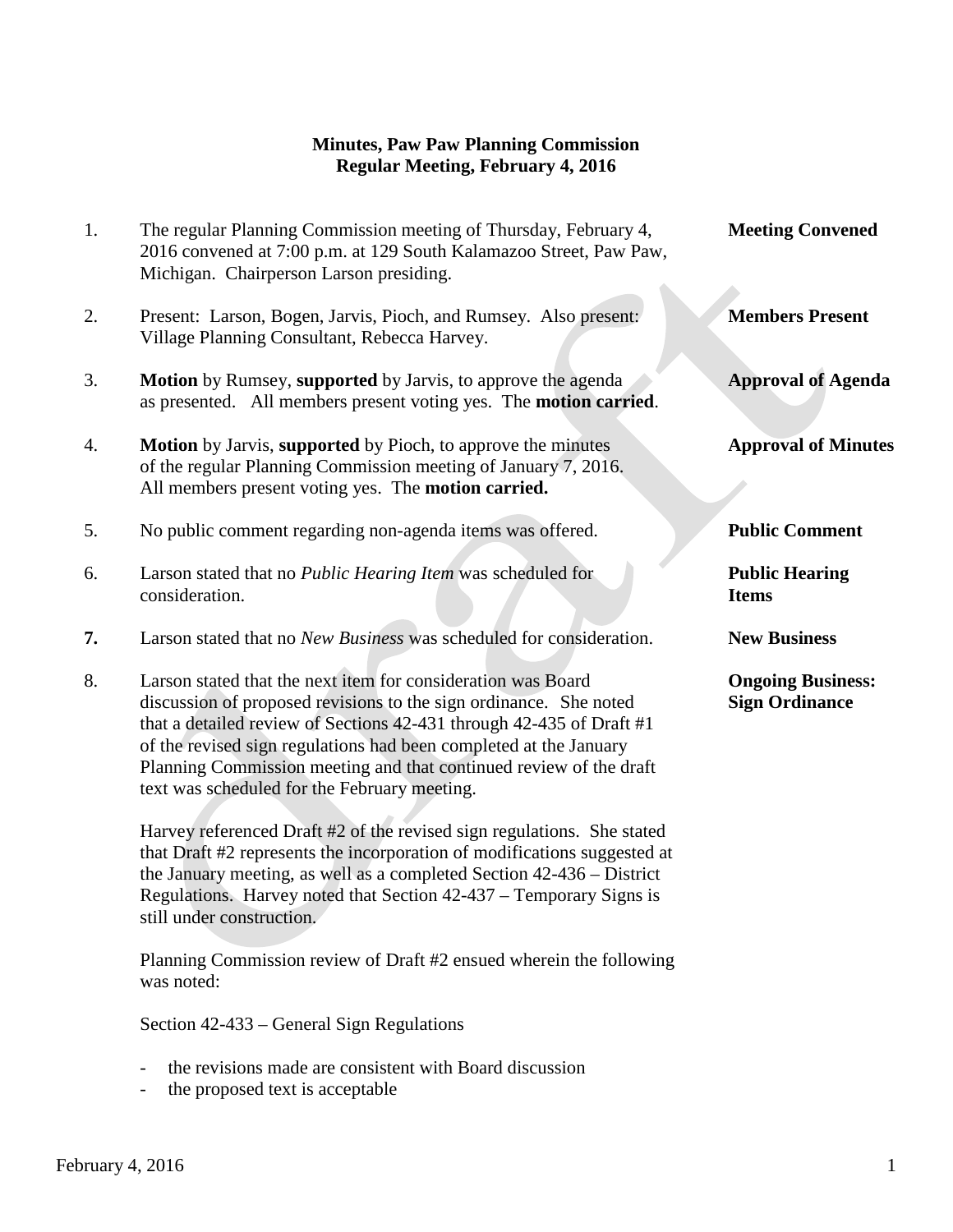**Minutes, Paw Paw Planning Commission**
**Regular Meeting, February 4, 2016**

1. The regular Planning Commission meeting of Thursday, February 4, 2016 convened at 7:00 p.m. at 129 South Kalamazoo Street, Paw Paw, Michigan. Chairperson Larson presiding. — **Meeting Convened**

2. Present: Larson, Bogen, Jarvis, Pioch, and Rumsey. Also present: Village Planning Consultant, Rebecca Harvey. — **Members Present**

3. **Motion** by Rumsey, **supported** by Jarvis, to approve the agenda as presented. All members present voting yes. The **motion carried**. — **Approval of Agenda**

4. **Motion** by Jarvis, **supported** by Pioch, to approve the minutes of the regular Planning Commission meeting of January 7, 2016. All members present voting yes. The **motion carried.** — **Approval of Minutes**

5. No public comment regarding non-agenda items was offered. — **Public Comment**

6. Larson stated that no *Public Hearing Item* was scheduled for consideration. — **Public Hearing Items**

7. Larson stated that no *New Business* was scheduled for consideration. — **New Business**

8. Larson stated that the next item for consideration was Board discussion of proposed revisions to the sign ordinance. She noted that a detailed review of Sections 42-431 through 42-435 of Draft #1 of the revised sign regulations had been completed at the January Planning Commission meeting and that continued review of the draft text was scheduled for the February meeting. — **Ongoing Business: Sign Ordinance**

   Harvey referenced Draft #2 of the revised sign regulations. She stated that Draft #2 represents the incorporation of modifications suggested at the January meeting, as well as a completed Section 42-436 – District Regulations. Harvey noted that Section 42-437 – Temporary Signs is still under construction.

   Planning Commission review of Draft #2 ensued wherein the following was noted:

   Section 42-433 – General Sign Regulations

   - the revisions made are consistent with Board discussion
   - the proposed text is acceptable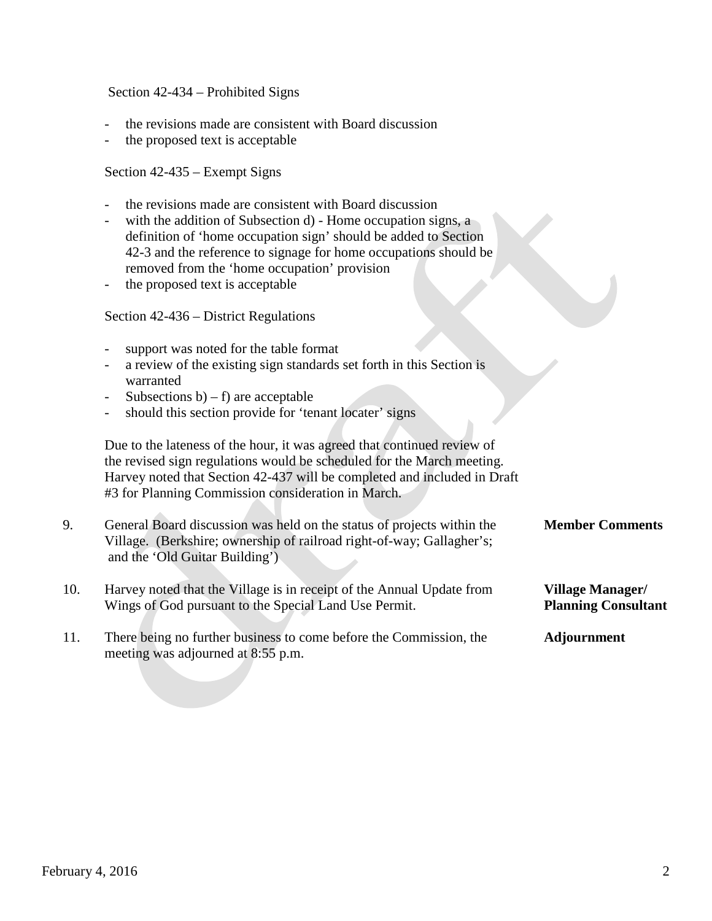Section 42-434 – Prohibited Signs

- the revisions made are consistent with Board discussion
- the proposed text is acceptable

Section 42-435 – Exempt Signs

- the revisions made are consistent with Board discussion
- with the addition of Subsection d) - Home occupation signs, a definition of 'home occupation sign' should be added to Section 42-3 and the reference to signage for home occupations should be removed from the 'home occupation' provision
- the proposed text is acceptable

Section 42-436 – District Regulations

- support was noted for the table format
- a review of the existing sign standards set forth in this Section is warranted
- Subsections b) – f) are acceptable
- should this section provide for 'tenant locater' signs

Due to the lateness of the hour, it was agreed that continued review of the revised sign regulations would be scheduled for the March meeting. Harvey noted that Section 42-437 will be completed and included in Draft #3 for Planning Commission consideration in March.

9. General Board discussion was held on the status of projects within the Village. (Berkshire; ownership of railroad right-of-way; Gallagher's; and the 'Old Guitar Building') — **Member Comments**

10. Harvey noted that the Village is in receipt of the Annual Update from Wings of God pursuant to the Special Land Use Permit. — **Village Manager/ Planning Consultant**

11. There being no further business to come before the Commission, the meeting was adjourned at 8:55 p.m. — **Adjournment**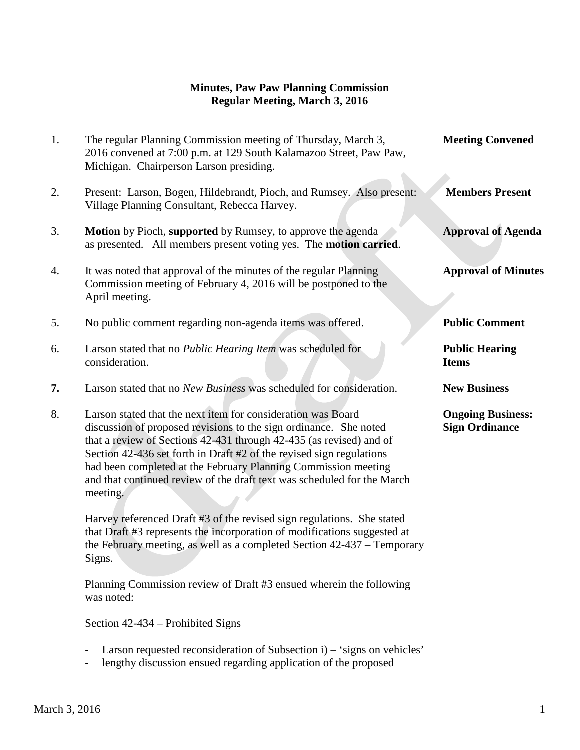**Minutes, Paw Paw Planning Commission**
**Regular Meeting, March 3, 2016**

1. The regular Planning Commission meeting of Thursday, March 3, 2016 convened at 7:00 p.m. at 129 South Kalamazoo Street, Paw Paw, Michigan. Chairperson Larson presiding. — **Meeting Convened**

2. Present: Larson, Bogen, Hildebrandt, Pioch, and Rumsey. Also present: Village Planning Consultant, Rebecca Harvey. — **Members Present**

3. **Motion** by Pioch, **supported** by Rumsey, to approve the agenda as presented. All members present voting yes. The **motion carried**. — **Approval of Agenda**

4. It was noted that approval of the minutes of the regular Planning Commission meeting of February 4, 2016 will be postponed to the April meeting. — **Approval of Minutes**

5. No public comment regarding non-agenda items was offered. — **Public Comment**

6. Larson stated that no *Public Hearing Item* was scheduled for consideration. — **Public Hearing Items**

7. Larson stated that no *New Business* was scheduled for consideration. — **New Business**

8. Larson stated that the next item for consideration was Board discussion of proposed revisions to the sign ordinance. She noted that a review of Sections 42-431 through 42-435 (as revised) and of Section 42-436 set forth in Draft #2 of the revised sign regulations had been completed at the February Planning Commission meeting and that continued review of the draft text was scheduled for the March meeting. — **Ongoing Business: Sign Ordinance**

   Harvey referenced Draft #3 of the revised sign regulations. She stated that Draft #3 represents the incorporation of modifications suggested at the February meeting, as well as a completed Section 42-437 – Temporary Signs.

   Planning Commission review of Draft #3 ensued wherein the following was noted:

   Section 42-434 – Prohibited Signs

   - Larson requested reconsideration of Subsection i) – 'signs on vehicles'
   - lengthy discussion ensued regarding application of the proposed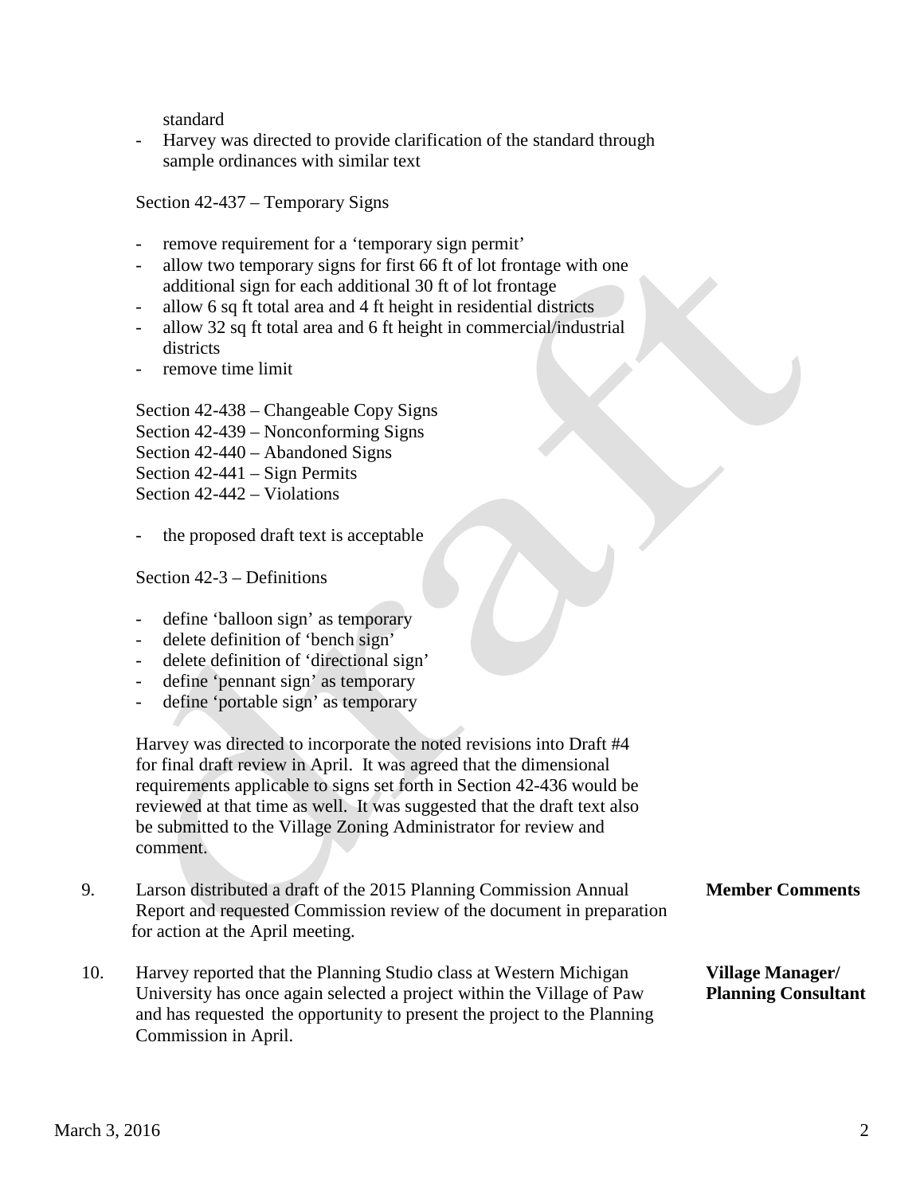standard

- Harvey was directed to provide clarification of the standard through sample ordinances with similar text

Section 42-437 – Temporary Signs

- remove requirement for a 'temporary sign permit'
- allow two temporary signs for first 66 ft of lot frontage with one additional sign for each additional 30 ft of lot frontage
- allow 6 sq ft total area and 4 ft height in residential districts
- allow 32 sq ft total area and 6 ft height in commercial/industrial districts
- remove time limit

Section 42-438 – Changeable Copy Signs
Section 42-439 – Nonconforming Signs
Section 42-440 – Abandoned Signs
Section 42-441 – Sign Permits
Section 42-442 – Violations

- the proposed draft text is acceptable

Section 42-3 – Definitions

- define 'balloon sign' as temporary
- delete definition of 'bench sign'
- delete definition of 'directional sign'
- define 'pennant sign' as temporary
- define 'portable sign' as temporary

Harvey was directed to incorporate the noted revisions into Draft #4 for final draft review in April. It was agreed that the dimensional requirements applicable to signs set forth in Section 42-436 would be reviewed at that time as well. It was suggested that the draft text also be submitted to the Village Zoning Administrator for review and comment.

9. Larson distributed a draft of the 2015 Planning Commission Annual Report and requested Commission review of the document in preparation for action at the April meeting. **Member Comments**

10. Harvey reported that the Planning Studio class at Western Michigan University has once again selected a project within the Village of Paw and has requested the opportunity to present the project to the Planning Commission in April. **Village Manager/ Planning Consultant**

March 3, 2016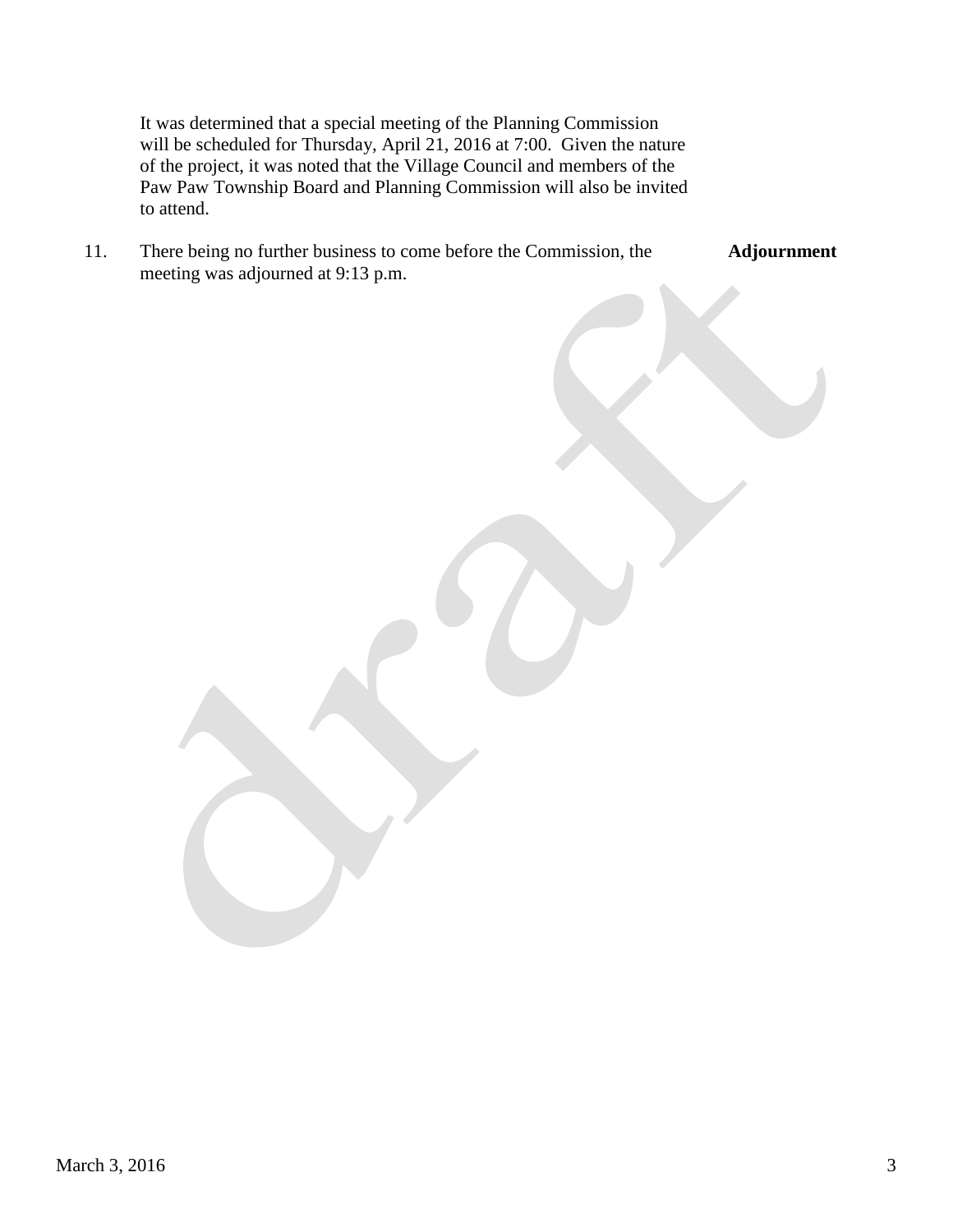It was determined that a special meeting of the Planning Commission will be scheduled for Thursday, April 21, 2016 at 7:00. Given the nature of the project, it was noted that the Village Council and members of the Paw Paw Township Board and Planning Commission will also be invited to attend.

11. There being no further business to come before the Commission, the meeting was adjourned at 9:13 p.m. **Adjournment**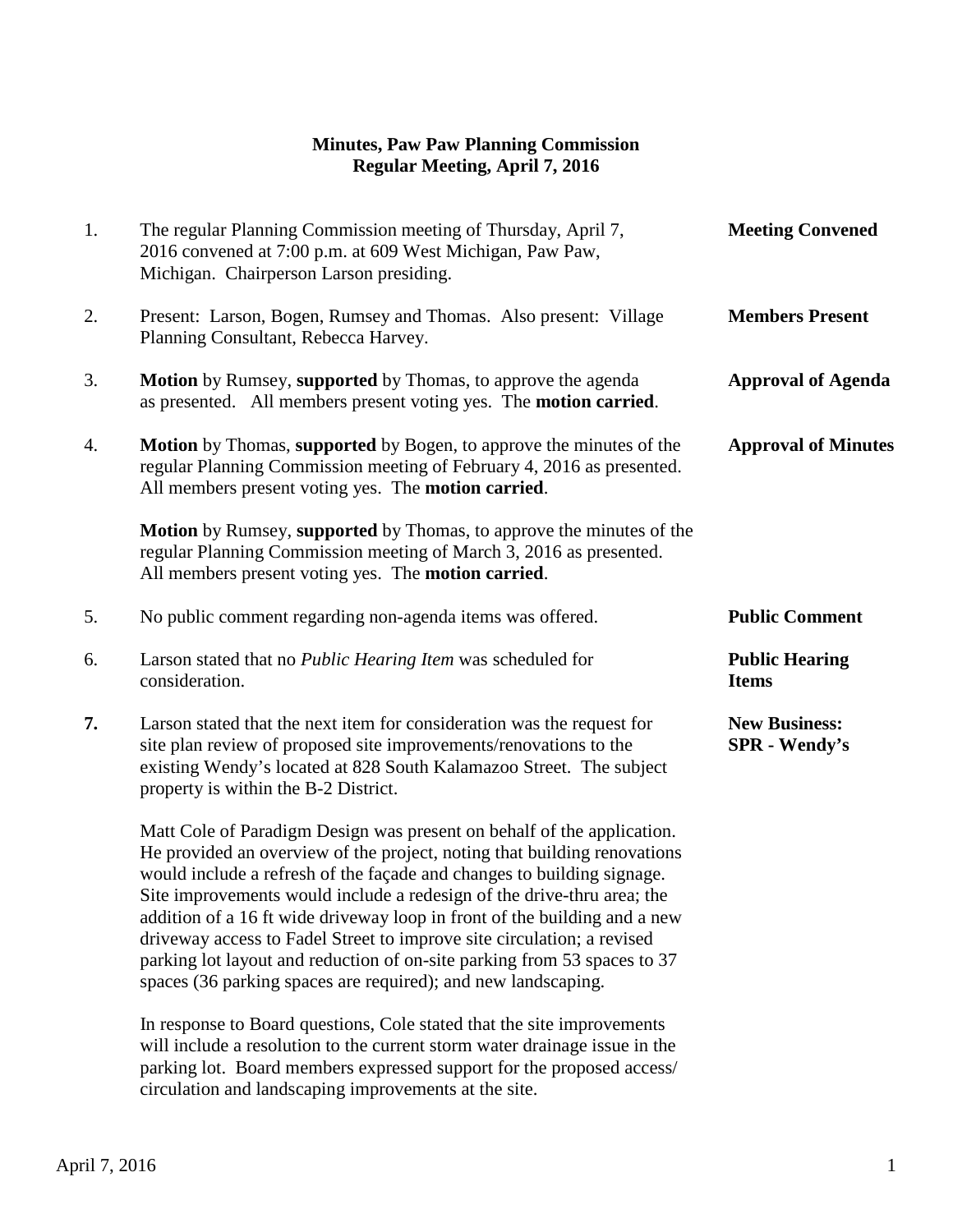**Minutes, Paw Paw Planning Commission**
**Regular Meeting, April 7, 2016**

| | | |
|---|---|---|
| 1. | The regular Planning Commission meeting of Thursday, April 7, 2016 convened at 7:00 p.m. at 609 West Michigan, Paw Paw, Michigan. Chairperson Larson presiding. | **Meeting Convened** |
| 2. | Present: Larson, Bogen, Rumsey and Thomas. Also present: Village Planning Consultant, Rebecca Harvey. | **Members Present** |
| 3. | **Motion** by Rumsey, **supported** by Thomas, to approve the agenda as presented. All members present voting yes. The **motion carried**. | **Approval of Agenda** |
| 4. | **Motion** by Thomas, **supported** by Bogen, to approve the minutes of the regular Planning Commission meeting of February 4, 2016 as presented. All members present voting yes. The **motion carried**.<br><br>**Motion** by Rumsey, **supported** by Thomas, to approve the minutes of the regular Planning Commission meeting of March 3, 2016 as presented. All members present voting yes. The **motion carried**. | **Approval of Minutes** |
| 5. | No public comment regarding non-agenda items was offered. | **Public Comment** |
| 6. | Larson stated that no *Public Hearing Item* was scheduled for consideration. | **Public Hearing Items** |
| **7.** | Larson stated that the next item for consideration was the request for site plan review of proposed site improvements/renovations to the existing Wendy's located at 828 South Kalamazoo Street. The subject property is within the B-2 District.<br><br>Matt Cole of Paradigm Design was present on behalf of the application. He provided an overview of the project, noting that building renovations would include a refresh of the façade and changes to building signage. Site improvements would include a redesign of the drive-thru area; the addition of a 16 ft wide driveway loop in front of the building and a new driveway access to Fadel Street to improve site circulation; a revised parking lot layout and reduction of on-site parking from 53 spaces to 37 spaces (36 parking spaces are required); and new landscaping.<br><br>In response to Board questions, Cole stated that the site improvements will include a resolution to the current storm water drainage issue in the parking lot. Board members expressed support for the proposed access/ circulation and landscaping improvements at the site. | **New Business: SPR - Wendy's** |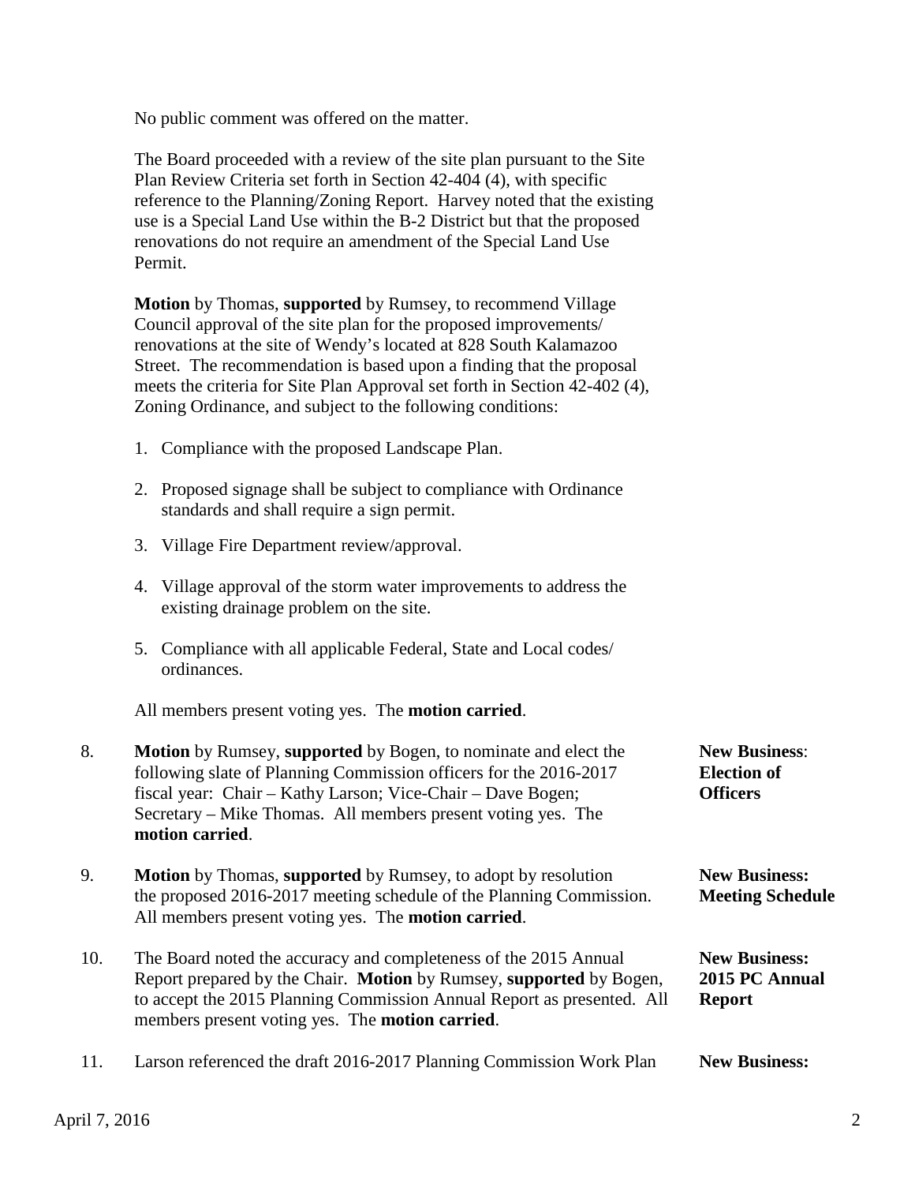No public comment was offered on the matter.

The Board proceeded with a review of the site plan pursuant to the Site Plan Review Criteria set forth in Section 42-404 (4), with specific reference to the Planning/Zoning Report. Harvey noted that the existing use is a Special Land Use within the B-2 District but that the proposed renovations do not require an amendment of the Special Land Use Permit.

**Motion** by Thomas, **supported** by Rumsey, to recommend Village Council approval of the site plan for the proposed improvements/ renovations at the site of Wendy's located at 828 South Kalamazoo Street. The recommendation is based upon a finding that the proposal meets the criteria for Site Plan Approval set forth in Section 42-402 (4), Zoning Ordinance, and subject to the following conditions:

1. Compliance with the proposed Landscape Plan.
2. Proposed signage shall be subject to compliance with Ordinance standards and shall require a sign permit.
3. Village Fire Department review/approval.
4. Village approval of the storm water improvements to address the existing drainage problem on the site.
5. Compliance with all applicable Federal, State and Local codes/ ordinances.

All members present voting yes. The **motion carried**.

8. **Motion** by Rumsey, **supported** by Bogen, to nominate and elect the following slate of Planning Commission officers for the 2016-2017 fiscal year: Chair – Kathy Larson; Vice-Chair – Dave Bogen; Secretary – Mike Thomas. All members present voting yes. The **motion carried**.

   **New Business**: **Election of Officers**

9. **Motion** by Thomas, **supported** by Rumsey, to adopt by resolution the proposed 2016-2017 meeting schedule of the Planning Commission. All members present voting yes. The **motion carried**.

   **New Business: Meeting Schedule**

10. The Board noted the accuracy and completeness of the 2015 Annual Report prepared by the Chair. **Motion** by Rumsey, **supported** by Bogen, to accept the 2015 Planning Commission Annual Report as presented. All members present voting yes. The **motion carried**.

    **New Business: 2015 PC Annual Report**

11. Larson referenced the draft 2016-2017 Planning Commission Work Plan

    **New Business:**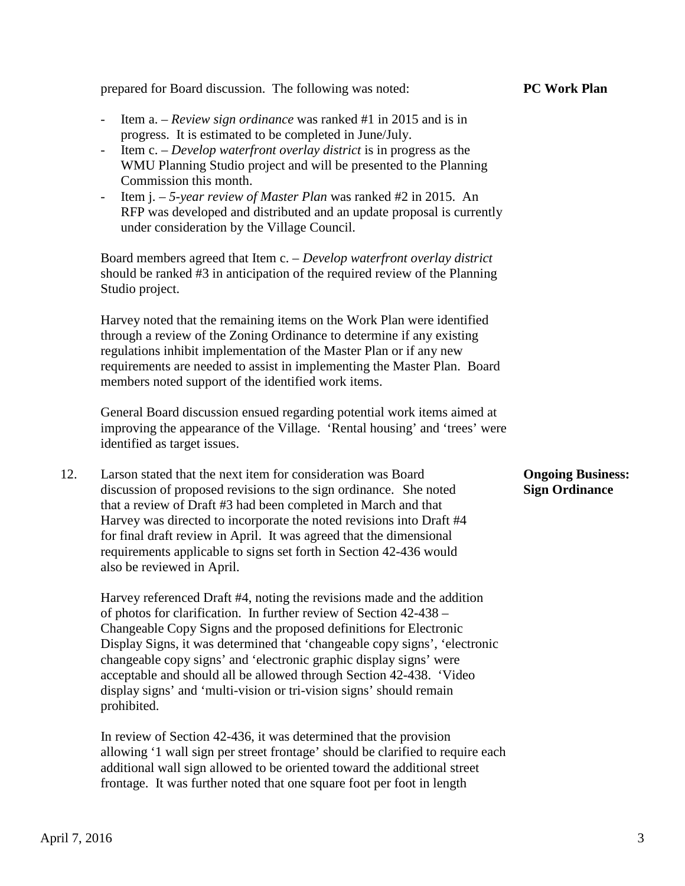prepared for Board discussion. The following was noted: **PC Work Plan**

- Item a. – *Review sign ordinance* was ranked #1 in 2015 and is in progress. It is estimated to be completed in June/July.
- Item c. – *Develop waterfront overlay district* is in progress as the WMU Planning Studio project and will be presented to the Planning Commission this month.
- Item j. – *5-year review of Master Plan* was ranked #2 in 2015. An RFP was developed and distributed and an update proposal is currently under consideration by the Village Council.

Board members agreed that Item c. – *Develop waterfront overlay district* should be ranked #3 in anticipation of the required review of the Planning Studio project.

Harvey noted that the remaining items on the Work Plan were identified through a review of the Zoning Ordinance to determine if any existing regulations inhibit implementation of the Master Plan or if any new requirements are needed to assist in implementing the Master Plan. Board members noted support of the identified work items.

General Board discussion ensued regarding potential work items aimed at improving the appearance of the Village. 'Rental housing' and 'trees' were identified as target issues.

12. Larson stated that the next item for consideration was Board discussion of proposed revisions to the sign ordinance. She noted that a review of Draft #3 had been completed in March and that Harvey was directed to incorporate the noted revisions into Draft #4 for final draft review in April. It was agreed that the dimensional requirements applicable to signs set forth in Section 42-436 would also be reviewed in April. **Ongoing Business: Sign Ordinance**

Harvey referenced Draft #4, noting the revisions made and the addition of photos for clarification. In further review of Section 42-438 – Changeable Copy Signs and the proposed definitions for Electronic Display Signs, it was determined that 'changeable copy signs', 'electronic changeable copy signs' and 'electronic graphic display signs' were acceptable and should all be allowed through Section 42-438. 'Video display signs' and 'multi-vision or tri-vision signs' should remain prohibited.

In review of Section 42-436, it was determined that the provision allowing '1 wall sign per street frontage' should be clarified to require each additional wall sign allowed to be oriented toward the additional street frontage. It was further noted that one square foot per foot in length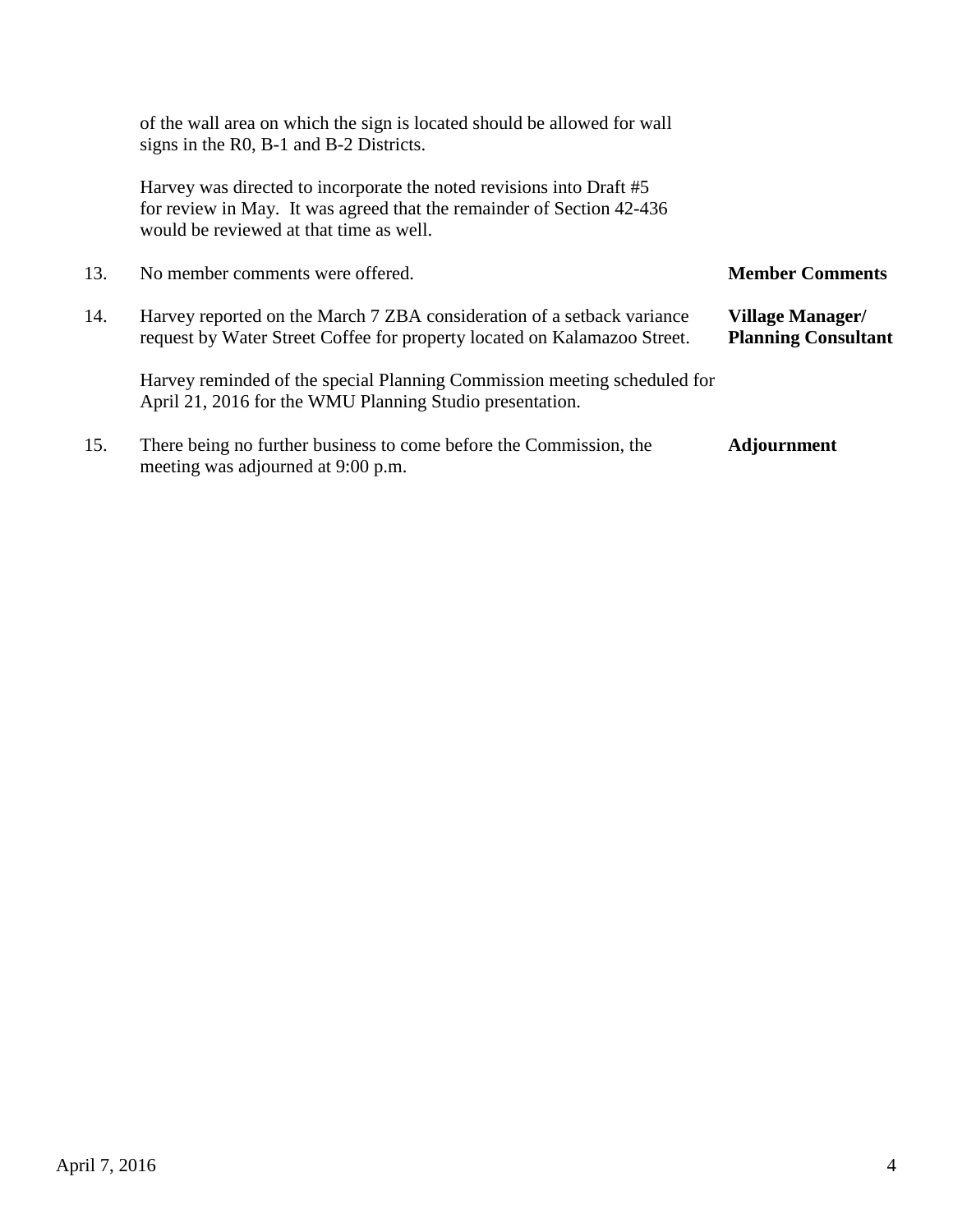of the wall area on which the sign is located should be allowed for wall signs in the R0, B-1 and B-2 Districts.

Harvey was directed to incorporate the noted revisions into Draft #5 for review in May. It was agreed that the remainder of Section 42-436 would be reviewed at that time as well.

13. No member comments were offered. **Member Comments**

14. Harvey reported on the March 7 ZBA consideration of a setback variance request by Water Street Coffee for property located on Kalamazoo Street. **Village Manager/ Planning Consultant**

    Harvey reminded of the special Planning Commission meeting scheduled for April 21, 2016 for the WMU Planning Studio presentation.

15. There being no further business to come before the Commission, the meeting was adjourned at 9:00 p.m. **Adjournment**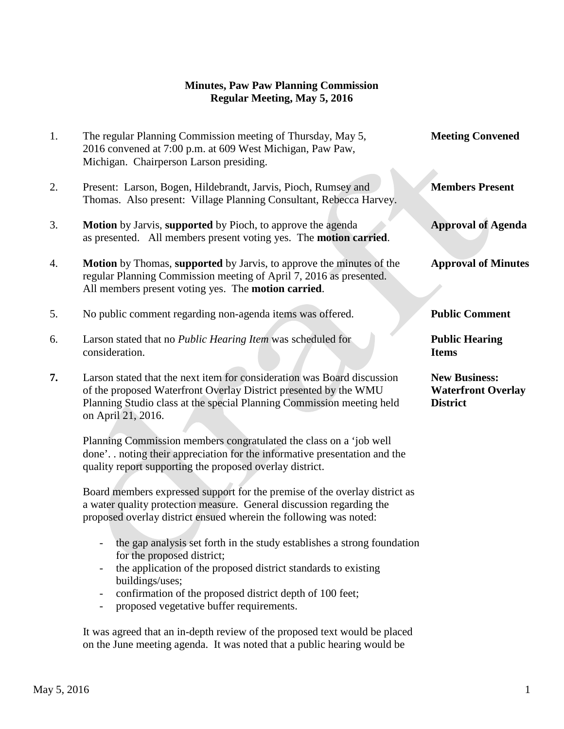**Minutes, Paw Paw Planning Commission**
**Regular Meeting, May 5, 2016**

1. The regular Planning Commission meeting of Thursday, May 5, 2016 convened at 7:00 p.m. at 609 West Michigan, Paw Paw, Michigan. Chairperson Larson presiding. — **Meeting Convened**

2. Present: Larson, Bogen, Hildebrandt, Jarvis, Pioch, Rumsey and Thomas. Also present: Village Planning Consultant, Rebecca Harvey. — **Members Present**

3. **Motion** by Jarvis, **supported** by Pioch, to approve the agenda as presented. All members present voting yes. The **motion carried**. — **Approval of Agenda**

4. **Motion** by Thomas, **supported** by Jarvis, to approve the minutes of the regular Planning Commission meeting of April 7, 2016 as presented. All members present voting yes. The **motion carried**. — **Approval of Minutes**

5. No public comment regarding non-agenda items was offered. — **Public Comment**

6. Larson stated that no *Public Hearing Item* was scheduled for consideration. — **Public Hearing Items**

7. Larson stated that the next item for consideration was Board discussion of the proposed Waterfront Overlay District presented by the WMU Planning Studio class at the special Planning Commission meeting held on April 21, 2016. — **New Business: Waterfront Overlay District**

   Planning Commission members congratulated the class on a 'job well done'. . noting their appreciation for the informative presentation and the quality report supporting the proposed overlay district.

   Board members expressed support for the premise of the overlay district as a water quality protection measure. General discussion regarding the proposed overlay district ensued wherein the following was noted:

   - the gap analysis set forth in the study establishes a strong foundation for the proposed district;
   - the application of the proposed district standards to existing buildings/uses;
   - confirmation of the proposed district depth of 100 feet;
   - proposed vegetative buffer requirements.

   It was agreed that an in-depth review of the proposed text would be placed on the June meeting agenda. It was noted that a public hearing would be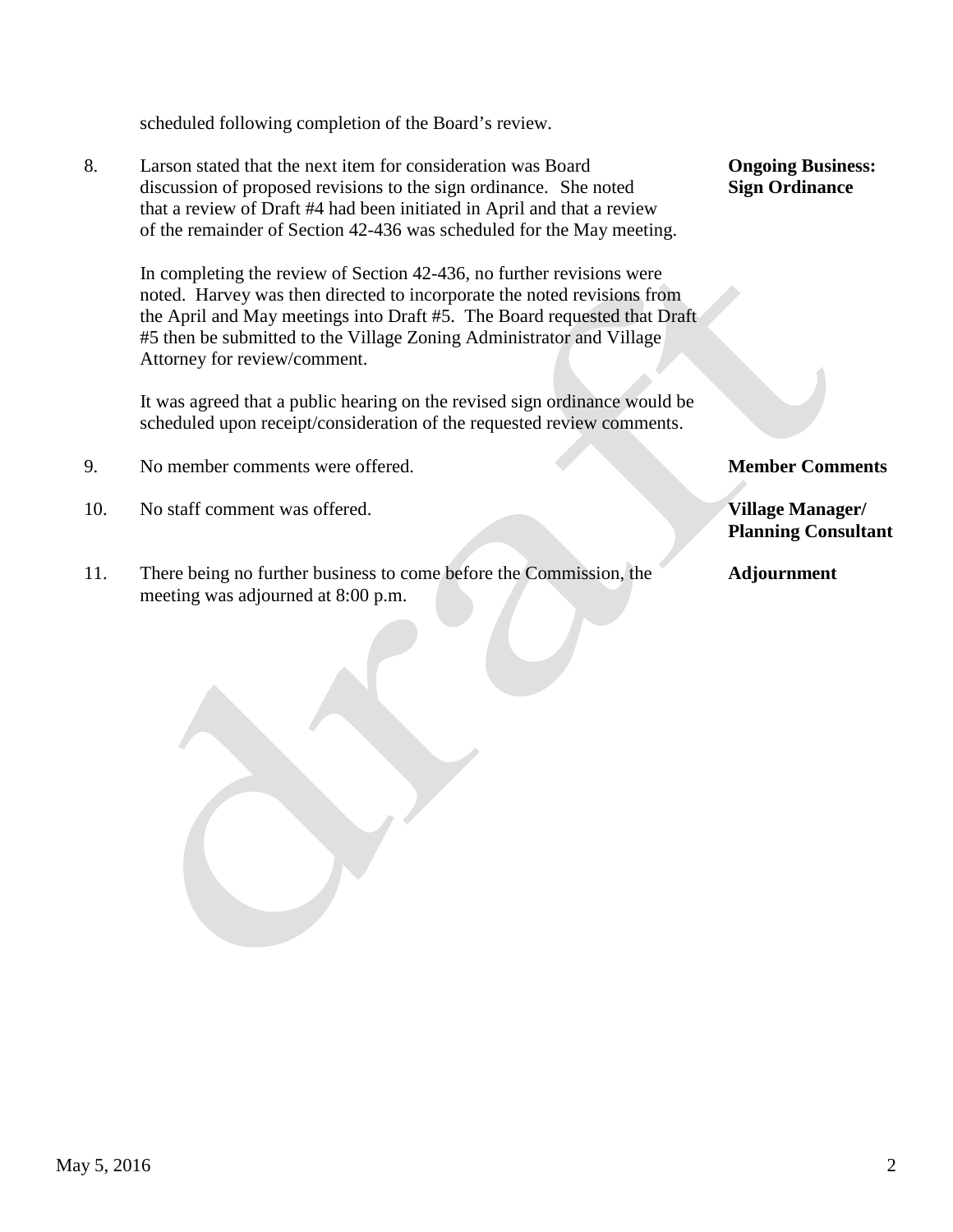scheduled following completion of the Board's review.

8. Larson stated that the next item for consideration was Board discussion of proposed revisions to the sign ordinance. She noted that a review of Draft #4 had been initiated in April and that a review of the remainder of Section 42-436 was scheduled for the May meeting. **Ongoing Business: Sign Ordinance**

   In completing the review of Section 42-436, no further revisions were noted. Harvey was then directed to incorporate the noted revisions from the April and May meetings into Draft #5. The Board requested that Draft #5 then be submitted to the Village Zoning Administrator and Village Attorney for review/comment.

   It was agreed that a public hearing on the revised sign ordinance would be scheduled upon receipt/consideration of the requested review comments.

9. No member comments were offered. **Member Comments**

10. No staff comment was offered. **Village Manager/ Planning Consultant**

11. There being no further business to come before the Commission, the meeting was adjourned at 8:00 p.m. **Adjournment**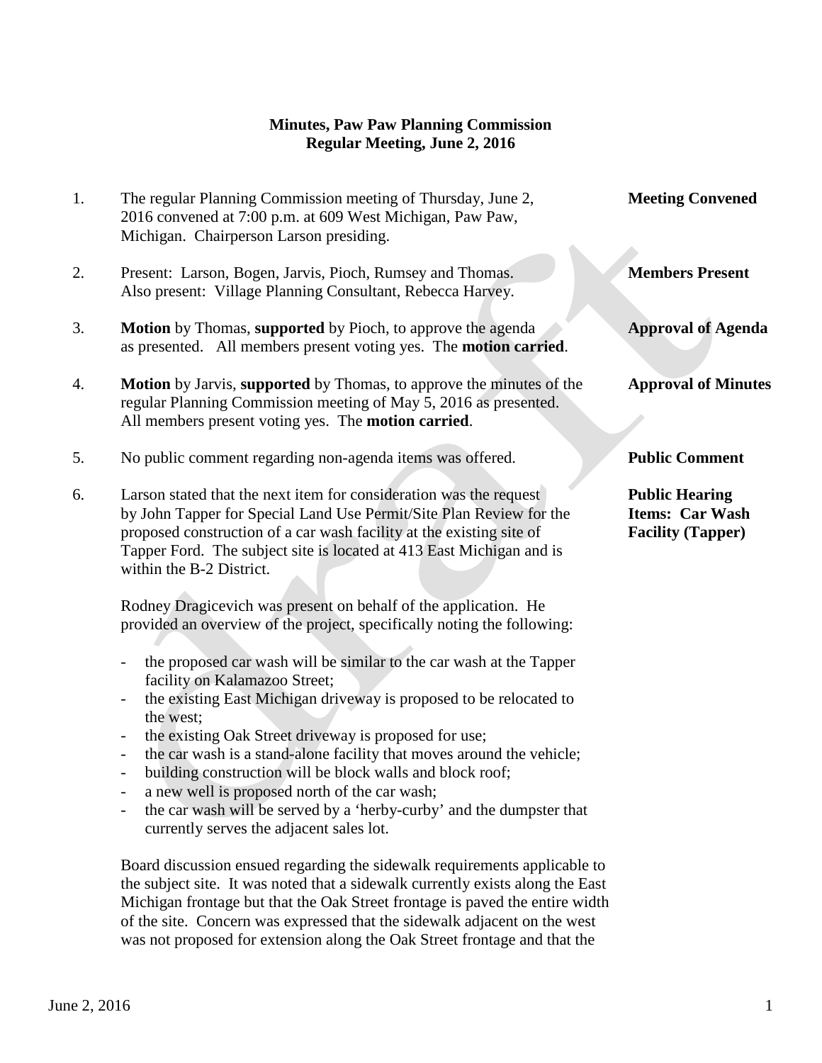**Minutes, Paw Paw Planning Commission**
**Regular Meeting, June 2, 2016**

1. The regular Planning Commission meeting of Thursday, June 2, 2016 convened at 7:00 p.m. at 609 West Michigan, Paw Paw, Michigan. Chairperson Larson presiding. **Meeting Convened**

2. Present: Larson, Bogen, Jarvis, Pioch, Rumsey and Thomas. Also present: Village Planning Consultant, Rebecca Harvey. **Members Present**

3. **Motion** by Thomas, **supported** by Pioch, to approve the agenda as presented. All members present voting yes. The **motion carried**. **Approval of Agenda**

4. **Motion** by Jarvis, **supported** by Thomas, to approve the minutes of the regular Planning Commission meeting of May 5, 2016 as presented. All members present voting yes. The **motion carried**. **Approval of Minutes**

5. No public comment regarding non-agenda items was offered. **Public Comment**

6. Larson stated that the next item for consideration was the request by John Tapper for Special Land Use Permit/Site Plan Review for the proposed construction of a car wash facility at the existing site of Tapper Ford. The subject site is located at 413 East Michigan and is within the B-2 District. **Public Hearing Items: Car Wash Facility (Tapper)**

   Rodney Dragicevich was present on behalf of the application. He provided an overview of the project, specifically noting the following:

   - the proposed car wash will be similar to the car wash at the Tapper facility on Kalamazoo Street;
   - the existing East Michigan driveway is proposed to be relocated to the west;
   - the existing Oak Street driveway is proposed for use;
   - the car wash is a stand-alone facility that moves around the vehicle;
   - building construction will be block walls and block roof;
   - a new well is proposed north of the car wash;
   - the car wash will be served by a 'herby-curby' and the dumpster that currently serves the adjacent sales lot.

   Board discussion ensued regarding the sidewalk requirements applicable to the subject site. It was noted that a sidewalk currently exists along the East Michigan frontage but that the Oak Street frontage is paved the entire width of the site. Concern was expressed that the sidewalk adjacent on the west was not proposed for extension along the Oak Street frontage and that the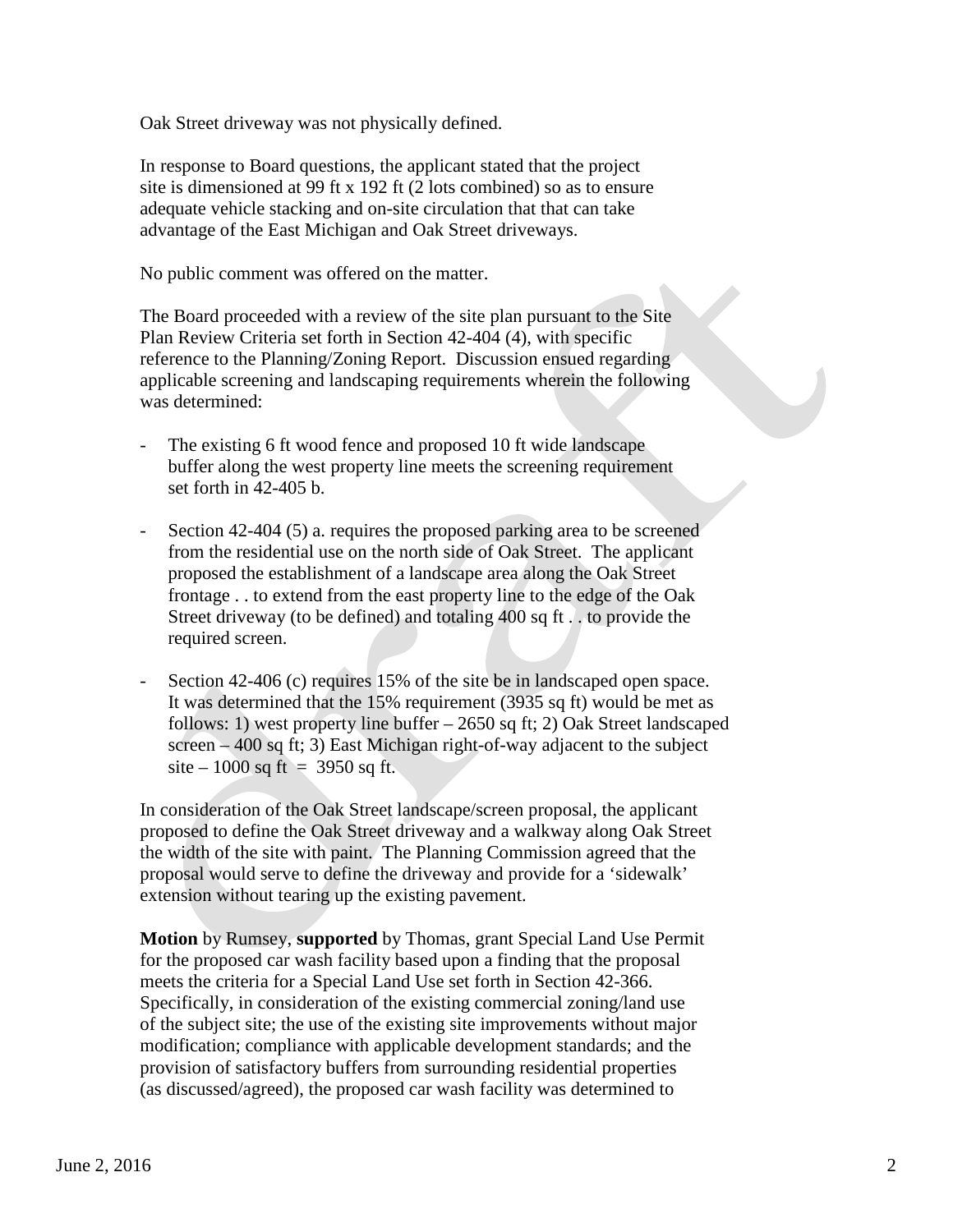Oak Street driveway was not physically defined.

In response to Board questions, the applicant stated that the project site is dimensioned at 99 ft x 192 ft (2 lots combined) so as to ensure adequate vehicle stacking and on-site circulation that that can take advantage of the East Michigan and Oak Street driveways.

No public comment was offered on the matter.

The Board proceeded with a review of the site plan pursuant to the Site Plan Review Criteria set forth in Section 42-404 (4), with specific reference to the Planning/Zoning Report. Discussion ensued regarding applicable screening and landscaping requirements wherein the following was determined:

- The existing 6 ft wood fence and proposed 10 ft wide landscape buffer along the west property line meets the screening requirement set forth in 42-405 b.

- Section 42-404 (5) a. requires the proposed parking area to be screened from the residential use on the north side of Oak Street. The applicant proposed the establishment of a landscape area along the Oak Street frontage . . to extend from the east property line to the edge of the Oak Street driveway (to be defined) and totaling 400 sq ft . . to provide the required screen.

- Section 42-406 (c) requires 15% of the site be in landscaped open space. It was determined that the 15% requirement (3935 sq ft) would be met as follows: 1) west property line buffer – 2650 sq ft; 2) Oak Street landscaped screen – 400 sq ft; 3) East Michigan right-of-way adjacent to the subject site – 1000 sq ft = 3950 sq ft.

In consideration of the Oak Street landscape/screen proposal, the applicant proposed to define the Oak Street driveway and a walkway along Oak Street the width of the site with paint. The Planning Commission agreed that the proposal would serve to define the driveway and provide for a 'sidewalk' extension without tearing up the existing pavement.

**Motion** by Rumsey, **supported** by Thomas, grant Special Land Use Permit for the proposed car wash facility based upon a finding that the proposal meets the criteria for a Special Land Use set forth in Section 42-366. Specifically, in consideration of the existing commercial zoning/land use of the subject site; the use of the existing site improvements without major modification; compliance with applicable development standards; and the provision of satisfactory buffers from surrounding residential properties (as discussed/agreed), the proposed car wash facility was determined to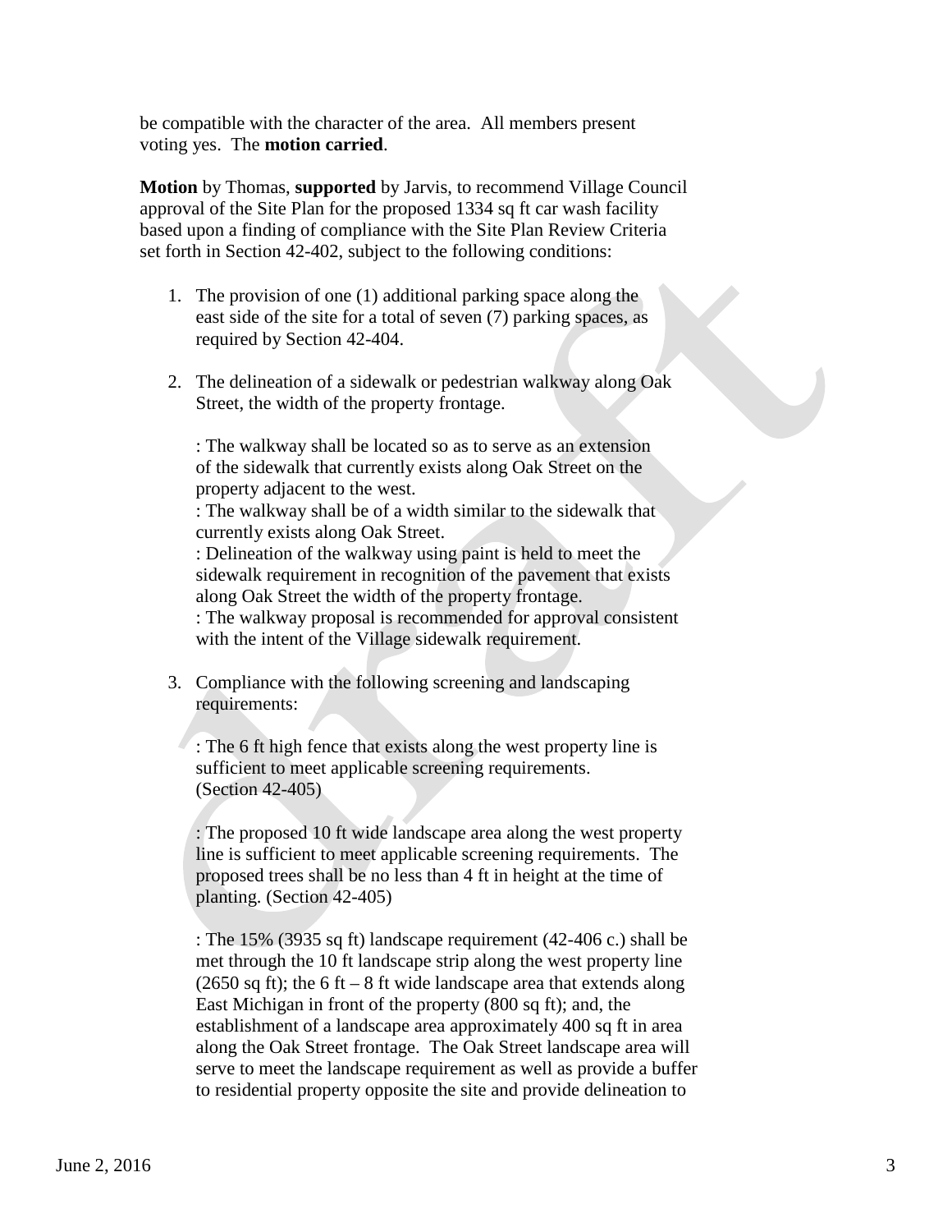be compatible with the character of the area. All members present voting yes. The **motion carried**.

**Motion** by Thomas, **supported** by Jarvis, to recommend Village Council approval of the Site Plan for the proposed 1334 sq ft car wash facility based upon a finding of compliance with the Site Plan Review Criteria set forth in Section 42-402, subject to the following conditions:

1. The provision of one (1) additional parking space along the east side of the site for a total of seven (7) parking spaces, as required by Section 42-404.

2. The delineation of a sidewalk or pedestrian walkway along Oak Street, the width of the property frontage.

   : The walkway shall be located so as to serve as an extension of the sidewalk that currently exists along Oak Street on the property adjacent to the west.
   : The walkway shall be of a width similar to the sidewalk that currently exists along Oak Street.
   : Delineation of the walkway using paint is held to meet the sidewalk requirement in recognition of the pavement that exists along Oak Street the width of the property frontage.
   : The walkway proposal is recommended for approval consistent with the intent of the Village sidewalk requirement.

3. Compliance with the following screening and landscaping requirements:

   : The 6 ft high fence that exists along the west property line is sufficient to meet applicable screening requirements. (Section 42-405)

   : The proposed 10 ft wide landscape area along the west property line is sufficient to meet applicable screening requirements. The proposed trees shall be no less than 4 ft in height at the time of planting. (Section 42-405)

   : The 15% (3935 sq ft) landscape requirement (42-406 c.) shall be met through the 10 ft landscape strip along the west property line (2650 sq ft); the 6 ft – 8 ft wide landscape area that extends along East Michigan in front of the property (800 sq ft); and, the establishment of a landscape area approximately 400 sq ft in area along the Oak Street frontage. The Oak Street landscape area will serve to meet the landscape requirement as well as provide a buffer to residential property opposite the site and provide delineation to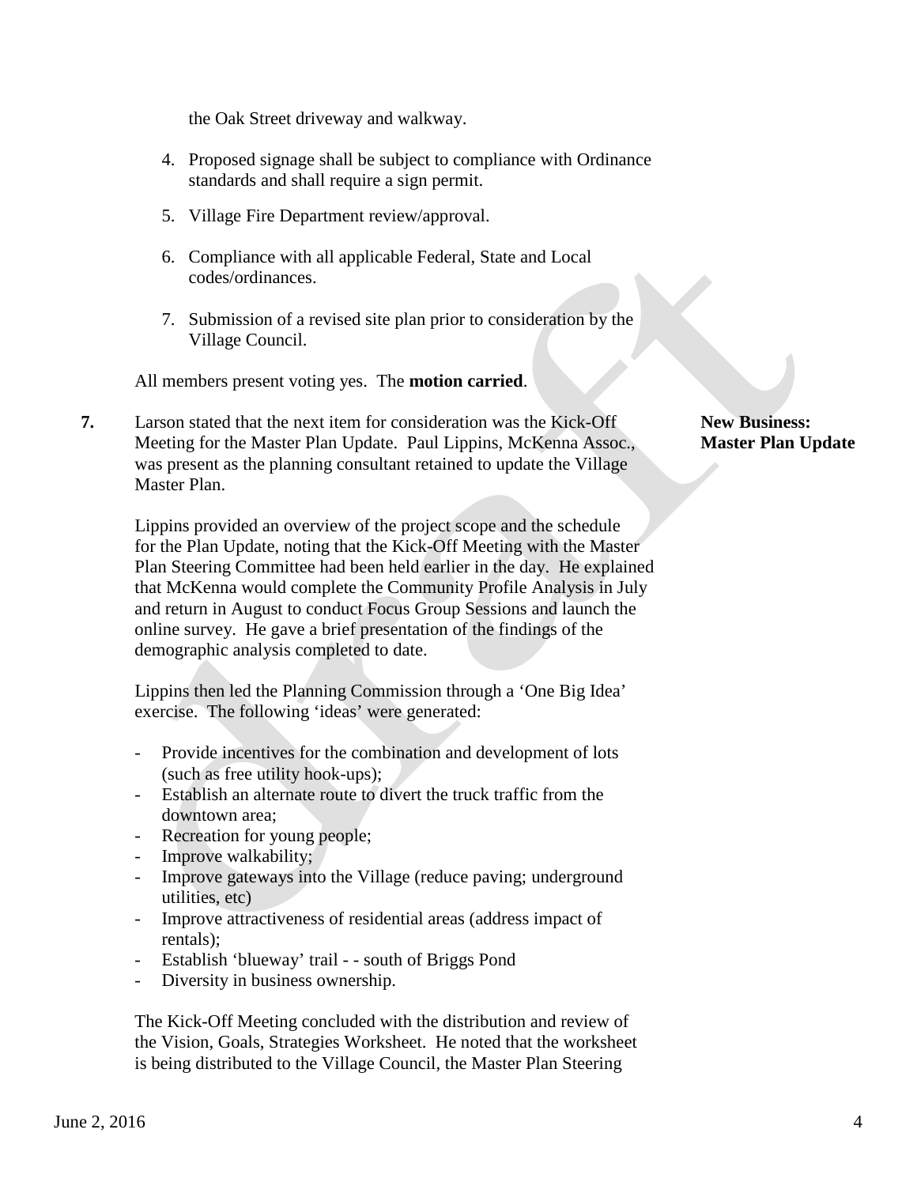the Oak Street driveway and walkway.

4. Proposed signage shall be subject to compliance with Ordinance standards and shall require a sign permit.

5. Village Fire Department review/approval.

6. Compliance with all applicable Federal, State and Local codes/ordinances.

7. Submission of a revised site plan prior to consideration by the Village Council.

All members present voting yes. The **motion carried**.

**New Business: Master Plan Update**

**7.** Larson stated that the next item for consideration was the Kick-Off Meeting for the Master Plan Update. Paul Lippins, McKenna Assoc., was present as the planning consultant retained to update the Village Master Plan.

Lippins provided an overview of the project scope and the schedule for the Plan Update, noting that the Kick-Off Meeting with the Master Plan Steering Committee had been held earlier in the day. He explained that McKenna would complete the Community Profile Analysis in July and return in August to conduct Focus Group Sessions and launch the online survey. He gave a brief presentation of the findings of the demographic analysis completed to date.

Lippins then led the Planning Commission through a 'One Big Idea' exercise. The following 'ideas' were generated:

- Provide incentives for the combination and development of lots (such as free utility hook-ups);
- Establish an alternate route to divert the truck traffic from the downtown area;
- Recreation for young people;
- Improve walkability;
- Improve gateways into the Village (reduce paving; underground utilities, etc)
- Improve attractiveness of residential areas (address impact of rentals);
- Establish 'blueway' trail - - south of Briggs Pond
- Diversity in business ownership.

The Kick-Off Meeting concluded with the distribution and review of the Vision, Goals, Strategies Worksheet. He noted that the worksheet is being distributed to the Village Council, the Master Plan Steering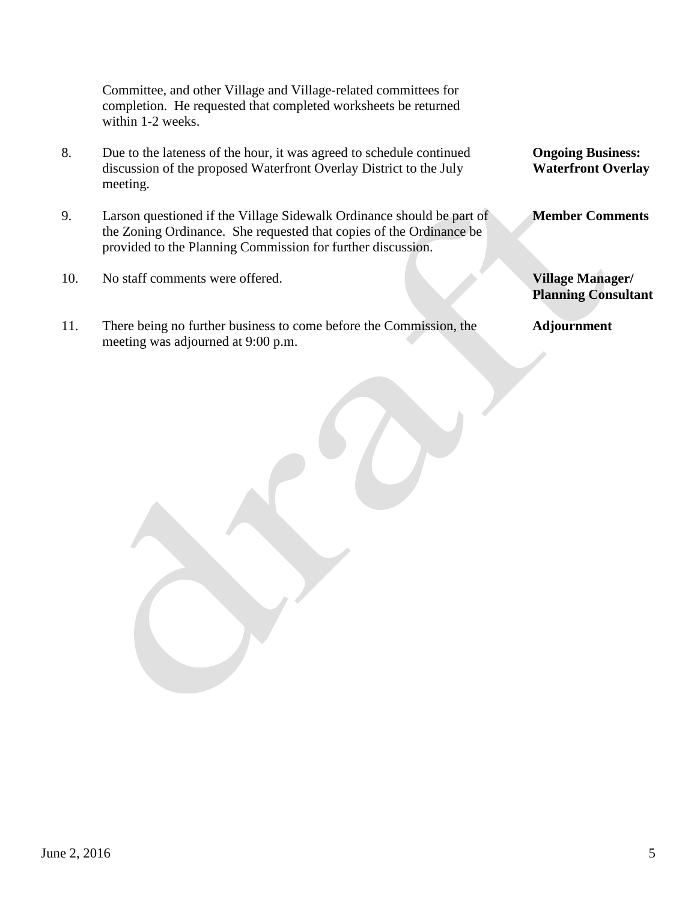Committee, and other Village and Village-related committees for completion. He requested that completed worksheets be returned within 1-2 weeks.

8. Due to the lateness of the hour, it was agreed to schedule continued discussion of the proposed Waterfront Overlay District to the July meeting. — **Ongoing Business: Waterfront Overlay**

9. Larson questioned if the Village Sidewalk Ordinance should be part of the Zoning Ordinance. She requested that copies of the Ordinance be provided to the Planning Commission for further discussion. — **Member Comments**

10. No staff comments were offered. — **Village Manager/ Planning Consultant**

11. There being no further business to come before the Commission, the meeting was adjourned at 9:00 p.m. — **Adjournment**

draft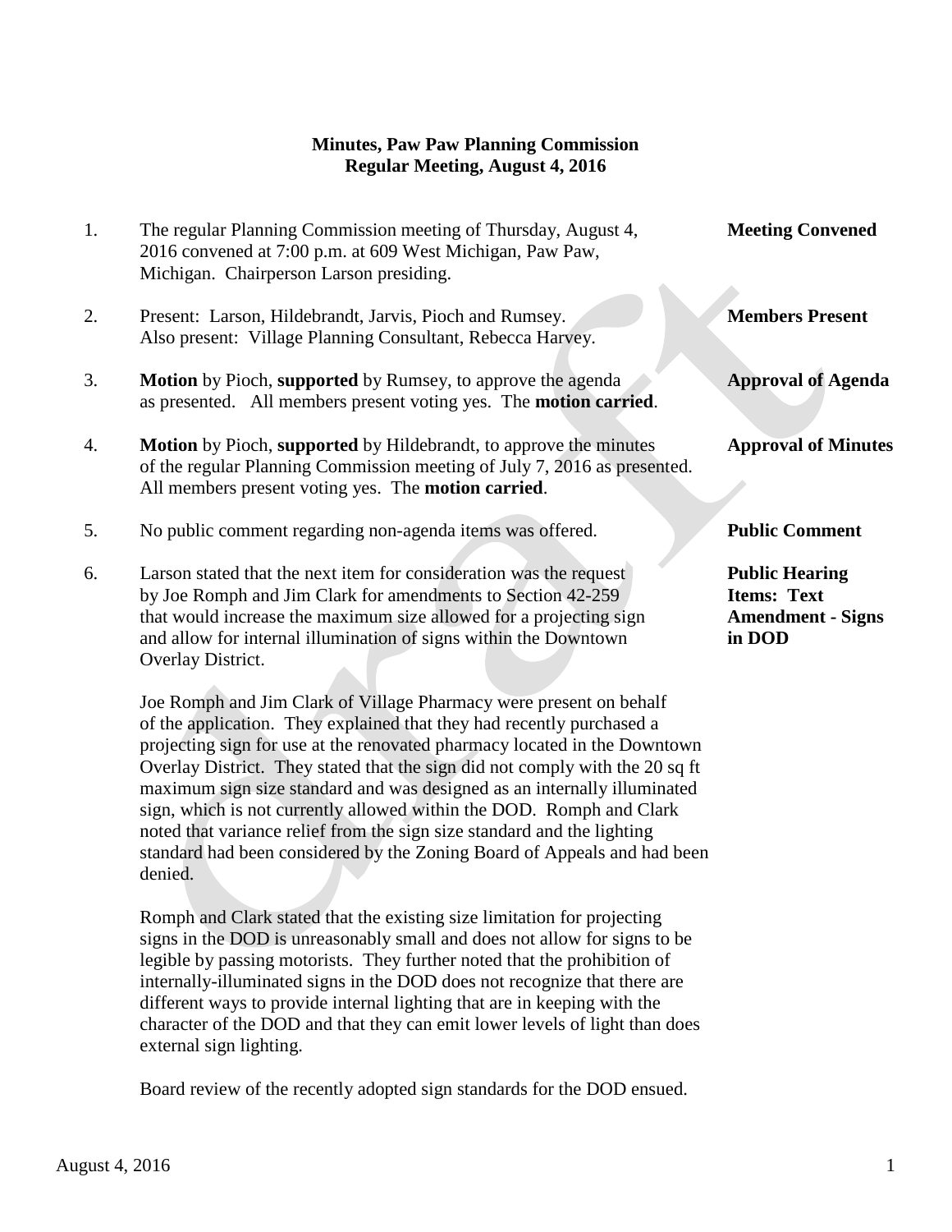**Minutes, Paw Paw Planning Commission**
**Regular Meeting, August 4, 2016**

1. The regular Planning Commission meeting of Thursday, August 4, 2016 convened at 7:00 p.m. at 609 West Michigan, Paw Paw, Michigan. Chairperson Larson presiding. **Meeting Convened**

2. Present: Larson, Hildebrandt, Jarvis, Pioch and Rumsey. Also present: Village Planning Consultant, Rebecca Harvey. **Members Present**

3. **Motion** by Pioch, **supported** by Rumsey, to approve the agenda as presented. All members present voting yes. The **motion carried**. **Approval of Agenda**

4. **Motion** by Pioch, **supported** by Hildebrandt, to approve the minutes of the regular Planning Commission meeting of July 7, 2016 as presented. All members present voting yes. The **motion carried**. **Approval of Minutes**

5. No public comment regarding non-agenda items was offered. **Public Comment**

6. Larson stated that the next item for consideration was the request by Joe Romph and Jim Clark for amendments to Section 42-259 that would increase the maximum size allowed for a projecting sign and allow for internal illumination of signs within the Downtown Overlay District. **Public Hearing Items: Text Amendment - Signs in DOD**

   Joe Romph and Jim Clark of Village Pharmacy were present on behalf of the application. They explained that they had recently purchased a projecting sign for use at the renovated pharmacy located in the Downtown Overlay District. They stated that the sign did not comply with the 20 sq ft maximum sign size standard and was designed as an internally illuminated sign, which is not currently allowed within the DOD. Romph and Clark noted that variance relief from the sign size standard and the lighting standard had been considered by the Zoning Board of Appeals and had been denied.

   Romph and Clark stated that the existing size limitation for projecting signs in the DOD is unreasonably small and does not allow for signs to be legible by passing motorists. They further noted that the prohibition of internally-illuminated signs in the DOD does not recognize that there are different ways to provide internal lighting that are in keeping with the character of the DOD and that they can emit lower levels of light than does external sign lighting.

   Board review of the recently adopted sign standards for the DOD ensued.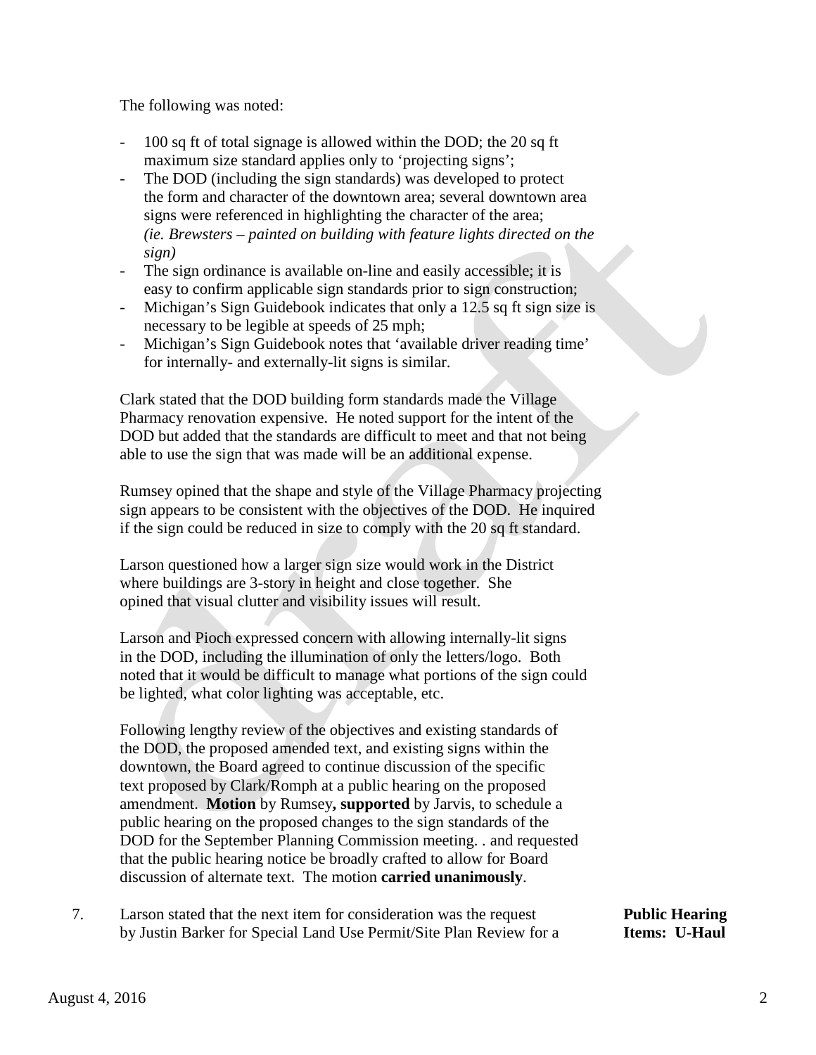The following was noted:

- 100 sq ft of total signage is allowed within the DOD; the 20 sq ft maximum size standard applies only to 'projecting signs';
- The DOD (including the sign standards) was developed to protect the form and character of the downtown area; several downtown area signs were referenced in highlighting the character of the area; *(ie. Brewsters – painted on building with feature lights directed on the sign)*
- The sign ordinance is available on-line and easily accessible; it is easy to confirm applicable sign standards prior to sign construction;
- Michigan's Sign Guidebook indicates that only a 12.5 sq ft sign size is necessary to be legible at speeds of 25 mph;
- Michigan's Sign Guidebook notes that 'available driver reading time' for internally- and externally-lit signs is similar.

Clark stated that the DOD building form standards made the Village Pharmacy renovation expensive. He noted support for the intent of the DOD but added that the standards are difficult to meet and that not being able to use the sign that was made will be an additional expense.

Rumsey opined that the shape and style of the Village Pharmacy projecting sign appears to be consistent with the objectives of the DOD. He inquired if the sign could be reduced in size to comply with the 20 sq ft standard.

Larson questioned how a larger sign size would work in the District where buildings are 3-story in height and close together. She opined that visual clutter and visibility issues will result.

Larson and Pioch expressed concern with allowing internally-lit signs in the DOD, including the illumination of only the letters/logo. Both noted that it would be difficult to manage what portions of the sign could be lighted, what color lighting was acceptable, etc.

Following lengthy review of the objectives and existing standards of the DOD, the proposed amended text, and existing signs within the downtown, the Board agreed to continue discussion of the specific text proposed by Clark/Romph at a public hearing on the proposed amendment. **Motion** by Rumsey**, supported** by Jarvis, to schedule a public hearing on the proposed changes to the sign standards of the DOD for the September Planning Commission meeting. . and requested that the public hearing notice be broadly crafted to allow for Board discussion of alternate text. The motion **carried unanimously**.

7. Larson stated that the next item for consideration was the request by Justin Barker for Special Land Use Permit/Site Plan Review for a

**Public Hearing Items: U-Haul**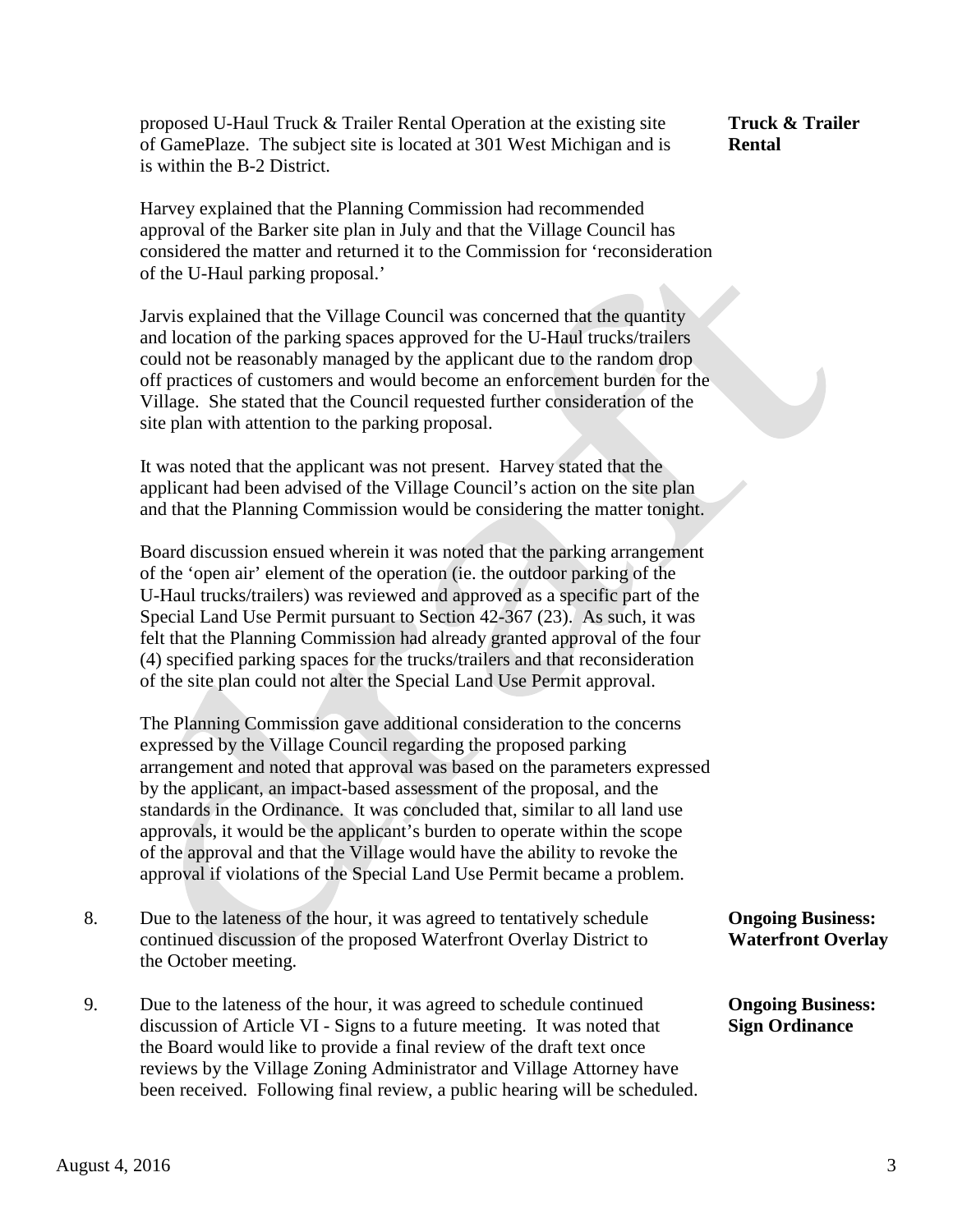proposed U-Haul Truck & Trailer Rental Operation at the existing site of GamePlaze. The subject site is located at 301 West Michigan and is is within the B-2 District.

**Truck & Trailer Rental**

Harvey explained that the Planning Commission had recommended approval of the Barker site plan in July and that the Village Council has considered the matter and returned it to the Commission for 'reconsideration of the U-Haul parking proposal.'

Jarvis explained that the Village Council was concerned that the quantity and location of the parking spaces approved for the U-Haul trucks/trailers could not be reasonably managed by the applicant due to the random drop off practices of customers and would become an enforcement burden for the Village. She stated that the Council requested further consideration of the site plan with attention to the parking proposal.

It was noted that the applicant was not present. Harvey stated that the applicant had been advised of the Village Council's action on the site plan and that the Planning Commission would be considering the matter tonight.

Board discussion ensued wherein it was noted that the parking arrangement of the 'open air' element of the operation (ie. the outdoor parking of the U-Haul trucks/trailers) was reviewed and approved as a specific part of the Special Land Use Permit pursuant to Section 42-367 (23). As such, it was felt that the Planning Commission had already granted approval of the four (4) specified parking spaces for the trucks/trailers and that reconsideration of the site plan could not alter the Special Land Use Permit approval.

The Planning Commission gave additional consideration to the concerns expressed by the Village Council regarding the proposed parking arrangement and noted that approval was based on the parameters expressed by the applicant, an impact-based assessment of the proposal, and the standards in the Ordinance. It was concluded that, similar to all land use approvals, it would be the applicant's burden to operate within the scope of the approval and that the Village would have the ability to revoke the approval if violations of the Special Land Use Permit became a problem.

8. Due to the lateness of the hour, it was agreed to tentatively schedule continued discussion of the proposed Waterfront Overlay District to the October meeting.

   **Ongoing Business: Waterfront Overlay**

9. Due to the lateness of the hour, it was agreed to schedule continued discussion of Article VI - Signs to a future meeting. It was noted that the Board would like to provide a final review of the draft text once reviews by the Village Zoning Administrator and Village Attorney have been received. Following final review, a public hearing will be scheduled.

   **Ongoing Business: Sign Ordinance**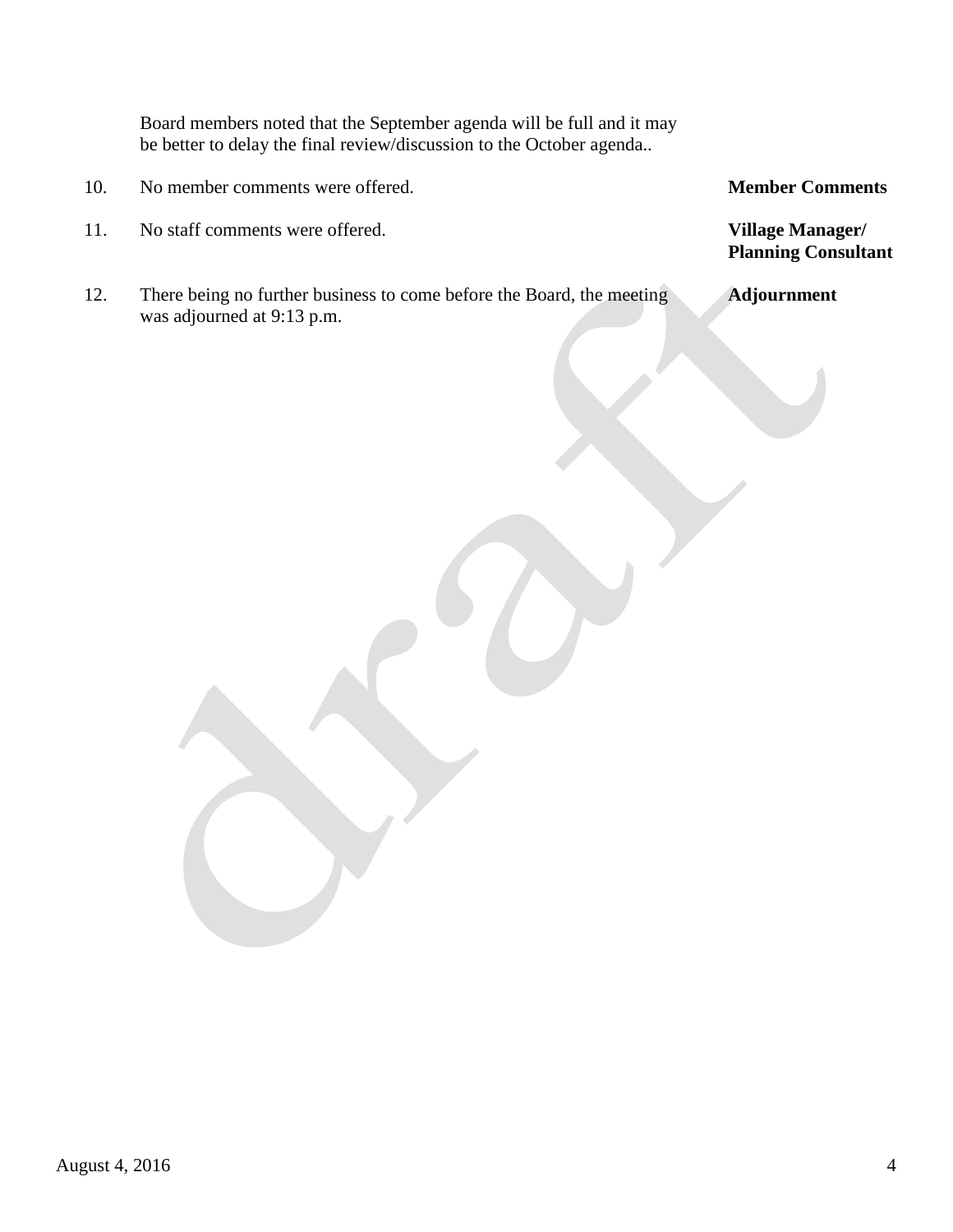Board members noted that the September agenda will be full and it may be better to delay the final review/discussion to the October agenda..

10. No member comments were offered. **Member Comments**

11. No staff comments were offered. **Village Manager/ Planning Consultant**

12. There being no further business to come before the Board, the meeting was adjourned at 9:13 p.m. **Adjournment**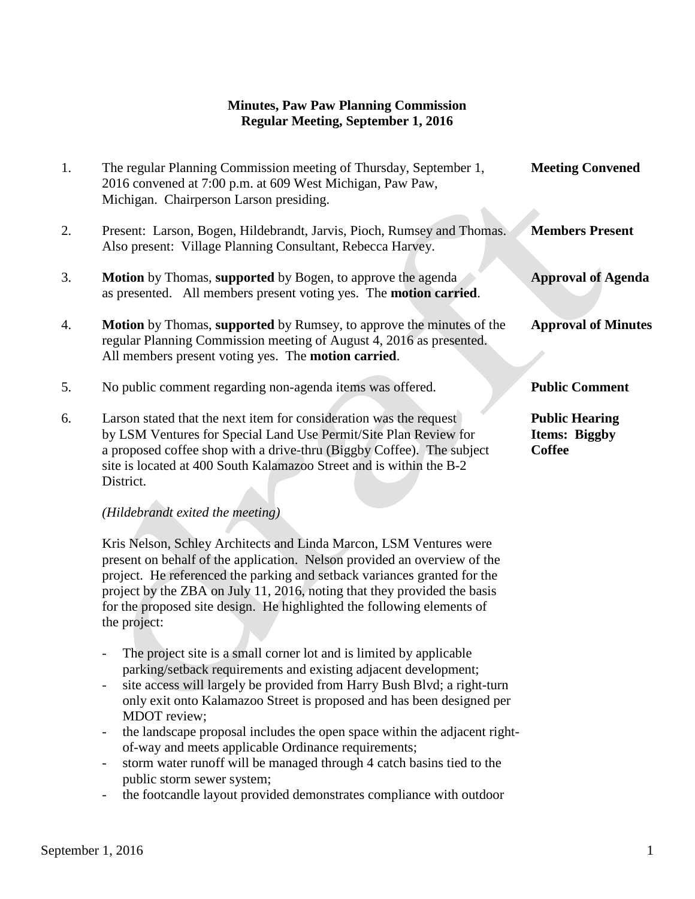**Minutes, Paw Paw Planning Commission**
**Regular Meeting, September 1, 2016**

1. The regular Planning Commission meeting of Thursday, September 1, 2016 convened at 7:00 p.m. at 609 West Michigan, Paw Paw, Michigan. Chairperson Larson presiding. — **Meeting Convened**

2. Present: Larson, Bogen, Hildebrandt, Jarvis, Pioch, Rumsey and Thomas. Also present: Village Planning Consultant, Rebecca Harvey. — **Members Present**

3. **Motion** by Thomas, **supported** by Bogen, to approve the agenda as presented. All members present voting yes. The **motion carried**. — **Approval of Agenda**

4. **Motion** by Thomas, **supported** by Rumsey, to approve the minutes of the regular Planning Commission meeting of August 4, 2016 as presented. All members present voting yes. The **motion carried**. — **Approval of Minutes**

5. No public comment regarding non-agenda items was offered. — **Public Comment**

6. Larson stated that the next item for consideration was the request by LSM Ventures for Special Land Use Permit/Site Plan Review for a proposed coffee shop with a drive-thru (Biggby Coffee). The subject site is located at 400 South Kalamazoo Street and is within the B-2 District. — **Public Hearing Items: Biggby Coffee**

   *(Hildebrandt exited the meeting)*

   Kris Nelson, Schley Architects and Linda Marcon, LSM Ventures were present on behalf of the application. Nelson provided an overview of the project. He referenced the parking and setback variances granted for the project by the ZBA on July 11, 2016, noting that they provided the basis for the proposed site design. He highlighted the following elements of the project:

   - The project site is a small corner lot and is limited by applicable parking/setback requirements and existing adjacent development;
   - site access will largely be provided from Harry Bush Blvd; a right-turn only exit onto Kalamazoo Street is proposed and has been designed per MDOT review;
   - the landscape proposal includes the open space within the adjacent right-of-way and meets applicable Ordinance requirements;
   - storm water runoff will be managed through 4 catch basins tied to the public storm sewer system;
   - the footcandle layout provided demonstrates compliance with outdoor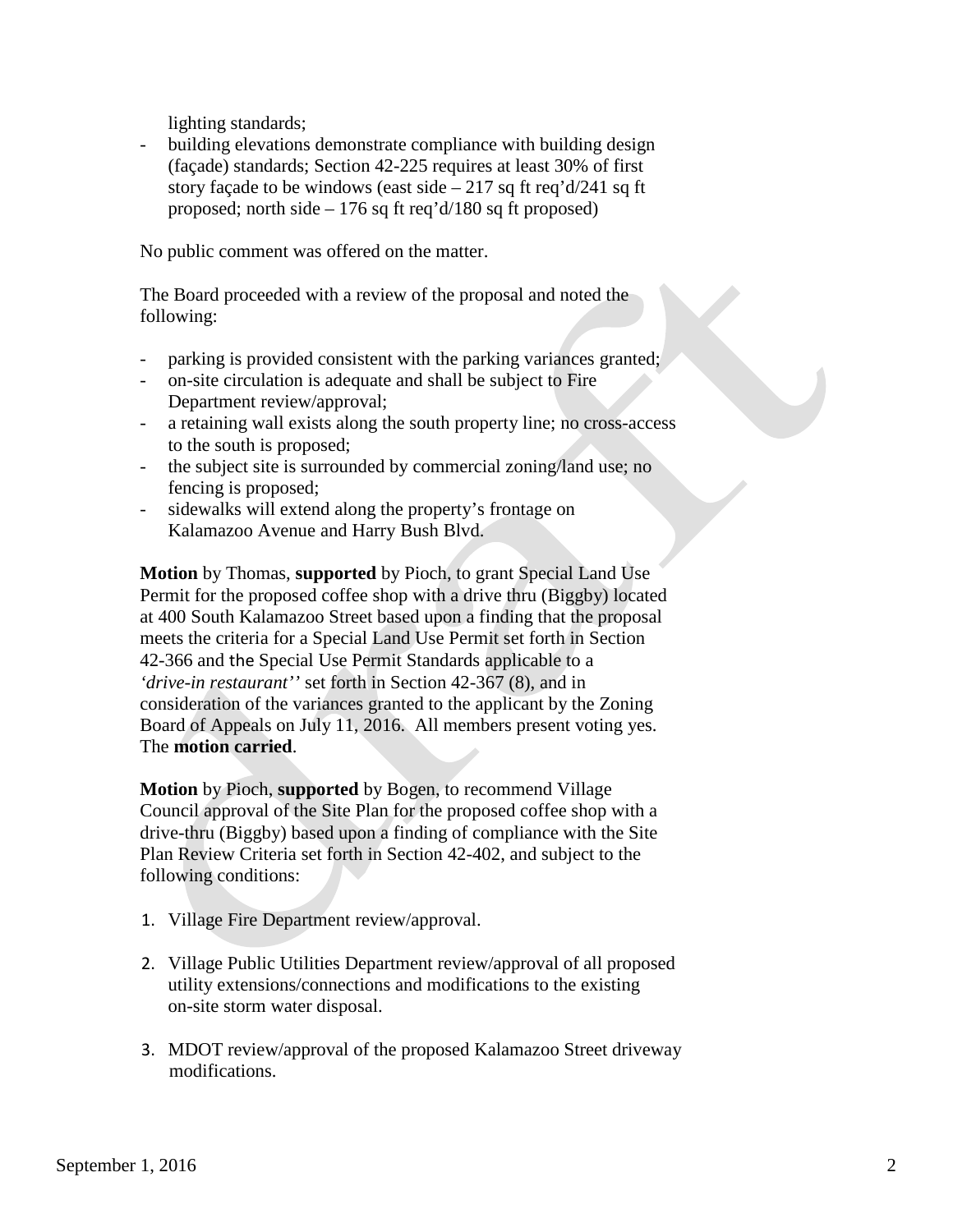lighting standards;

- building elevations demonstrate compliance with building design (façade) standards; Section 42-225 requires at least 30% of first story façade to be windows (east side – 217 sq ft req'd/241 sq ft proposed; north side – 176 sq ft req'd/180 sq ft proposed)

No public comment was offered on the matter.

The Board proceeded with a review of the proposal and noted the following:

- parking is provided consistent with the parking variances granted;
- on-site circulation is adequate and shall be subject to Fire Department review/approval;
- a retaining wall exists along the south property line; no cross-access to the south is proposed;
- the subject site is surrounded by commercial zoning/land use; no fencing is proposed;
- sidewalks will extend along the property's frontage on Kalamazoo Avenue and Harry Bush Blvd.

**Motion** by Thomas, **supported** by Pioch, to grant Special Land Use Permit for the proposed coffee shop with a drive thru (Biggby) located at 400 South Kalamazoo Street based upon a finding that the proposal meets the criteria for a Special Land Use Permit set forth in Section 42-366 and the Special Use Permit Standards applicable to a *'drive-in restaurant''* set forth in Section 42-367 (8), and in consideration of the variances granted to the applicant by the Zoning Board of Appeals on July 11, 2016. All members present voting yes. The **motion carried**.

**Motion** by Pioch, **supported** by Bogen, to recommend Village Council approval of the Site Plan for the proposed coffee shop with a drive-thru (Biggby) based upon a finding of compliance with the Site Plan Review Criteria set forth in Section 42-402, and subject to the following conditions:

1. Village Fire Department review/approval.

2. Village Public Utilities Department review/approval of all proposed utility extensions/connections and modifications to the existing on-site storm water disposal.

3. MDOT review/approval of the proposed Kalamazoo Street driveway modifications.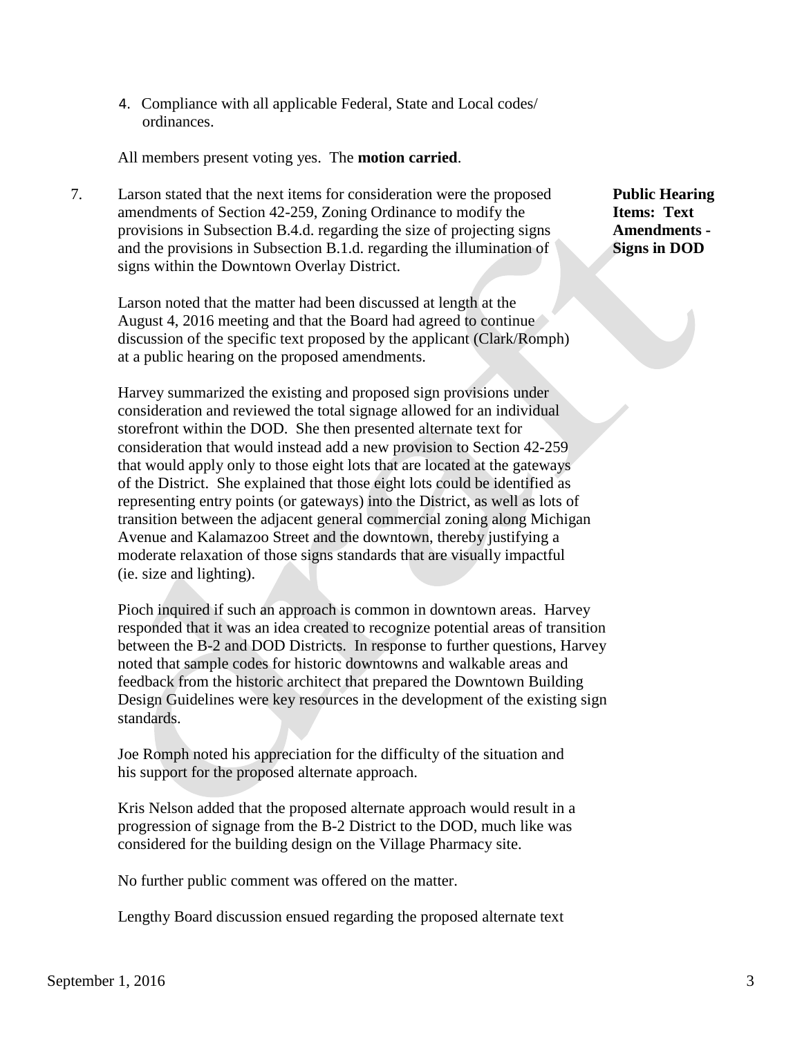4. Compliance with all applicable Federal, State and Local codes/ ordinances.

All members present voting yes. The **motion carried**.

7. Larson stated that the next items for consideration were the proposed amendments of Section 42-259, Zoning Ordinance to modify the provisions in Subsection B.4.d. regarding the size of projecting signs and the provisions in Subsection B.1.d. regarding the illumination of signs within the Downtown Overlay District.

**Public Hearing Items: Text Amendments - Signs in DOD**

Larson noted that the matter had been discussed at length at the August 4, 2016 meeting and that the Board had agreed to continue discussion of the specific text proposed by the applicant (Clark/Romph) at a public hearing on the proposed amendments.

Harvey summarized the existing and proposed sign provisions under consideration and reviewed the total signage allowed for an individual storefront within the DOD. She then presented alternate text for consideration that would instead add a new provision to Section 42-259 that would apply only to those eight lots that are located at the gateways of the District. She explained that those eight lots could be identified as representing entry points (or gateways) into the District, as well as lots of transition between the adjacent general commercial zoning along Michigan Avenue and Kalamazoo Street and the downtown, thereby justifying a moderate relaxation of those signs standards that are visually impactful (ie. size and lighting).

Pioch inquired if such an approach is common in downtown areas. Harvey responded that it was an idea created to recognize potential areas of transition between the B-2 and DOD Districts. In response to further questions, Harvey noted that sample codes for historic downtowns and walkable areas and feedback from the historic architect that prepared the Downtown Building Design Guidelines were key resources in the development of the existing sign standards.

Joe Romph noted his appreciation for the difficulty of the situation and his support for the proposed alternate approach.

Kris Nelson added that the proposed alternate approach would result in a progression of signage from the B-2 District to the DOD, much like was considered for the building design on the Village Pharmacy site.

No further public comment was offered on the matter.

Lengthy Board discussion ensued regarding the proposed alternate text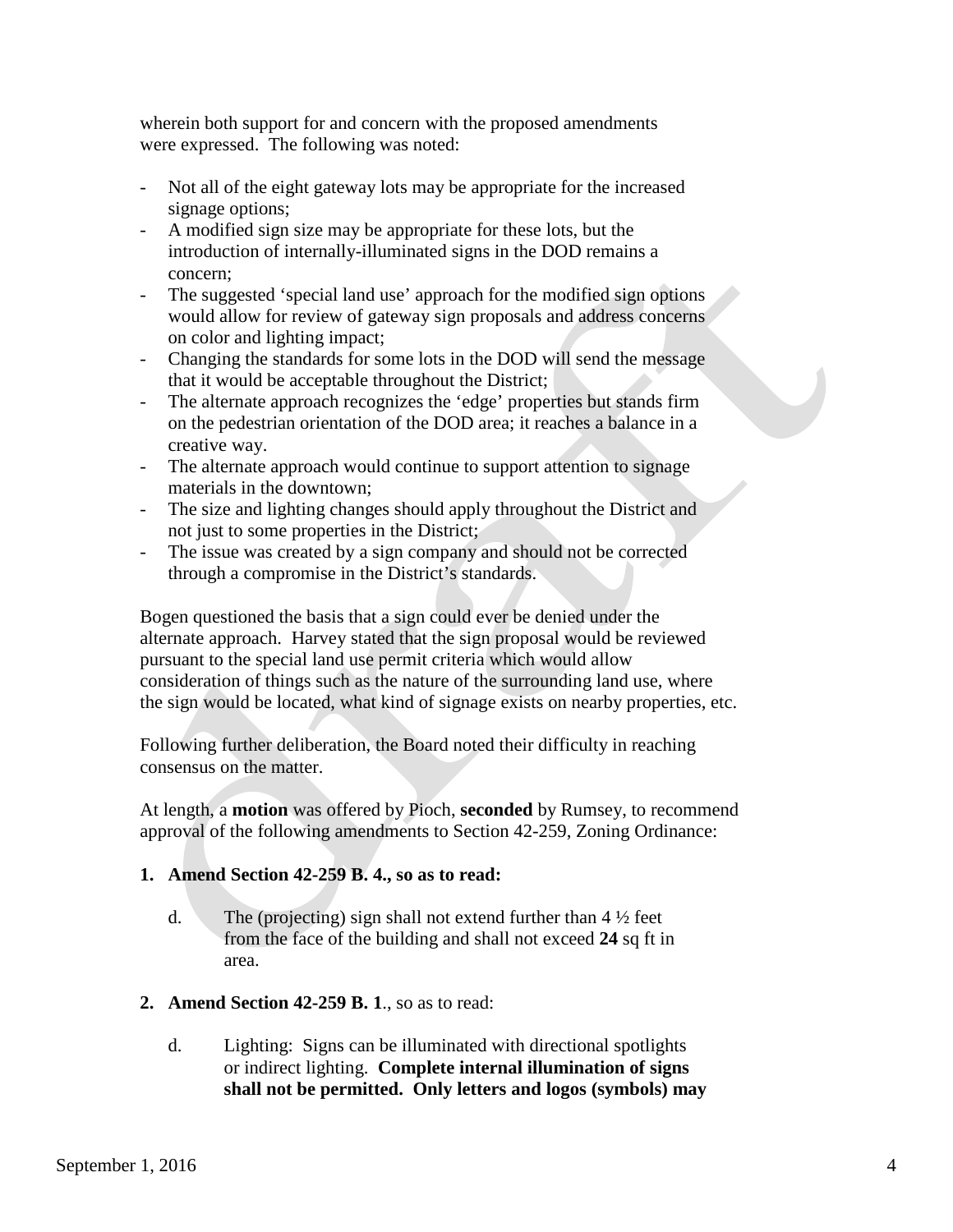wherein both support for and concern with the proposed amendments were expressed. The following was noted:

- Not all of the eight gateway lots may be appropriate for the increased signage options;
- A modified sign size may be appropriate for these lots, but the introduction of internally-illuminated signs in the DOD remains a concern;
- The suggested 'special land use' approach for the modified sign options would allow for review of gateway sign proposals and address concerns on color and lighting impact;
- Changing the standards for some lots in the DOD will send the message that it would be acceptable throughout the District;
- The alternate approach recognizes the 'edge' properties but stands firm on the pedestrian orientation of the DOD area; it reaches a balance in a creative way.
- The alternate approach would continue to support attention to signage materials in the downtown;
- The size and lighting changes should apply throughout the District and not just to some properties in the District;
- The issue was created by a sign company and should not be corrected through a compromise in the District's standards.

Bogen questioned the basis that a sign could ever be denied under the alternate approach. Harvey stated that the sign proposal would be reviewed pursuant to the special land use permit criteria which would allow consideration of things such as the nature of the surrounding land use, where the sign would be located, what kind of signage exists on nearby properties, etc.

Following further deliberation, the Board noted their difficulty in reaching consensus on the matter.

At length, a **motion** was offered by Pioch, **seconded** by Rumsey, to recommend approval of the following amendments to Section 42-259, Zoning Ordinance:

1. **Amend Section 42-259 B. 4., so as to read:**

   d. The (projecting) sign shall not extend further than 4 ½ feet from the face of the building and shall not exceed **24** sq ft in area.

2. **Amend Section 42-259 B. 1**., so as to read:

   d. Lighting: Signs can be illuminated with directional spotlights or indirect lighting. **Complete internal illumination of signs shall not be permitted. Only letters and logos (symbols) may**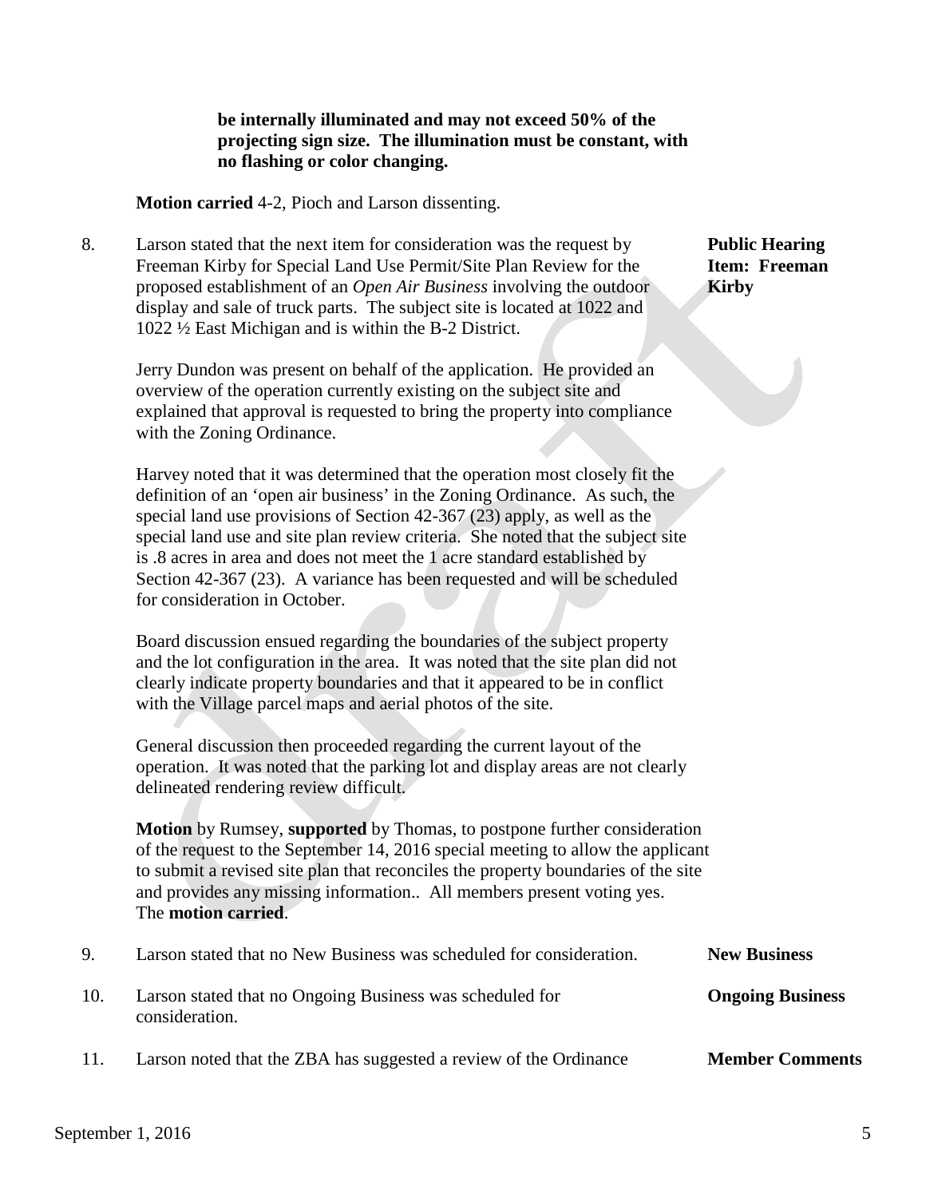**be internally illuminated and may not exceed 50% of the projecting sign size. The illumination must be constant, with no flashing or color changing.**

**Motion carried** 4-2, Pioch and Larson dissenting.

8. Larson stated that the next item for consideration was the request by Freeman Kirby for Special Land Use Permit/Site Plan Review for the proposed establishment of an *Open Air Business* involving the outdoor display and sale of truck parts. The subject site is located at 1022 and 1022 ½ East Michigan and is within the B-2 District.

**Public Hearing Item: Freeman Kirby**

Jerry Dundon was present on behalf of the application. He provided an overview of the operation currently existing on the subject site and explained that approval is requested to bring the property into compliance with the Zoning Ordinance.

Harvey noted that it was determined that the operation most closely fit the definition of an 'open air business' in the Zoning Ordinance. As such, the special land use provisions of Section 42-367 (23) apply, as well as the special land use and site plan review criteria. She noted that the subject site is .8 acres in area and does not meet the 1 acre standard established by Section 42-367 (23). A variance has been requested and will be scheduled for consideration in October.

Board discussion ensued regarding the boundaries of the subject property and the lot configuration in the area. It was noted that the site plan did not clearly indicate property boundaries and that it appeared to be in conflict with the Village parcel maps and aerial photos of the site.

General discussion then proceeded regarding the current layout of the operation. It was noted that the parking lot and display areas are not clearly delineated rendering review difficult.

**Motion** by Rumsey, **supported** by Thomas, to postpone further consideration of the request to the September 14, 2016 special meeting to allow the applicant to submit a revised site plan that reconciles the property boundaries of the site and provides any missing information.. All members present voting yes. The **motion carried**.

9. Larson stated that no New Business was scheduled for consideration. **New Business**

10. Larson stated that no Ongoing Business was scheduled for consideration. **Ongoing Business**

11. Larson noted that the ZBA has suggested a review of the Ordinance **Member Comments**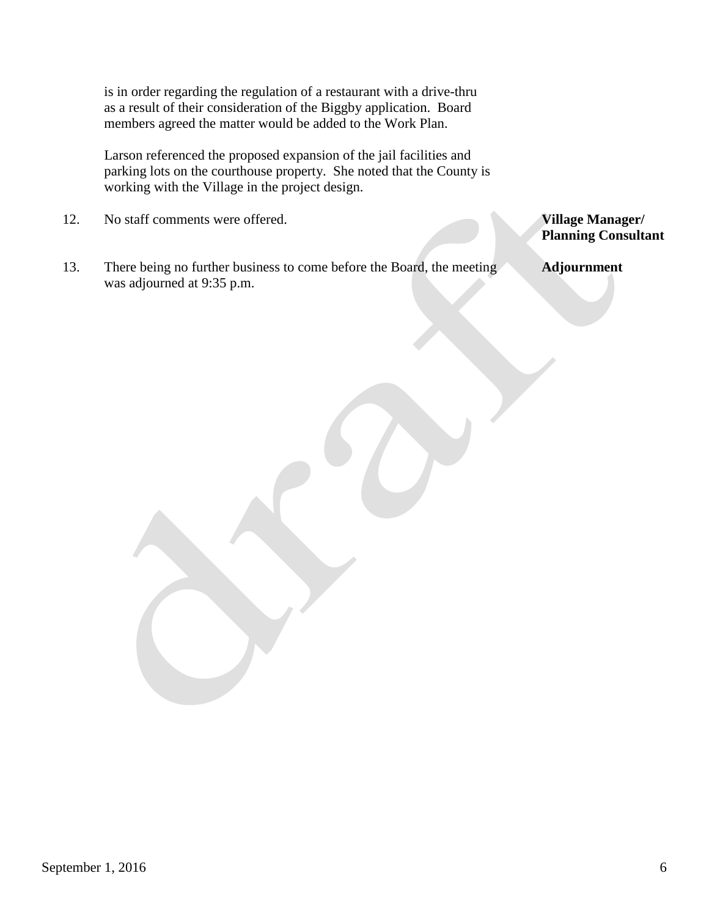is in order regarding the regulation of a restaurant with a drive-thru as a result of their consideration of the Biggby application. Board members agreed the matter would be added to the Work Plan.

Larson referenced the proposed expansion of the jail facilities and parking lots on the courthouse property. She noted that the County is working with the Village in the project design.

12. No staff comments were offered. **Village Manager/ Planning Consultant**

13. There being no further business to come before the Board, the meeting was adjourned at 9:35 p.m. **Adjournment**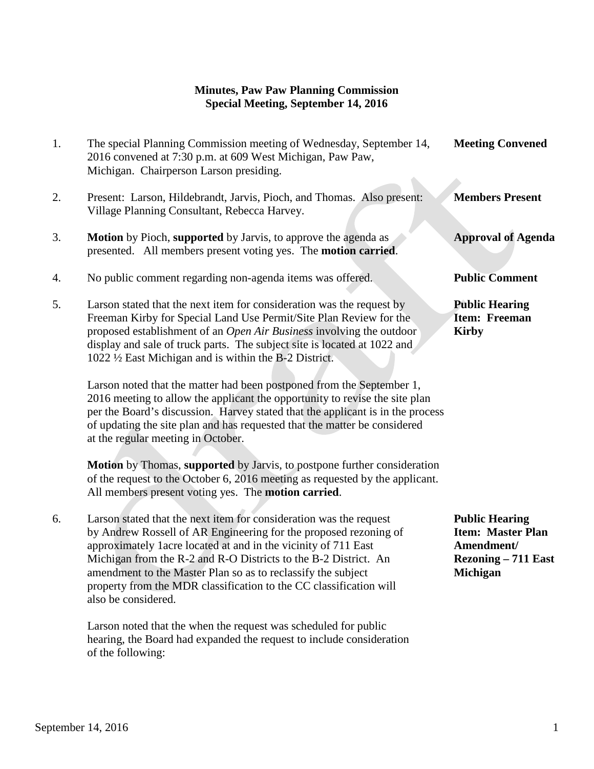**Minutes, Paw Paw Planning Commission**
**Special Meeting, September 14, 2016**

1. The special Planning Commission meeting of Wednesday, September 14, 2016 convened at 7:30 p.m. at 609 West Michigan, Paw Paw, Michigan. Chairperson Larson presiding. — **Meeting Convened**

2. Present: Larson, Hildebrandt, Jarvis, Pioch, and Thomas. Also present: Village Planning Consultant, Rebecca Harvey. — **Members Present**

3. **Motion** by Pioch, **supported** by Jarvis, to approve the agenda as presented. All members present voting yes. The **motion carried**. — **Approval of Agenda**

4. No public comment regarding non-agenda items was offered. — **Public Comment**

5. Larson stated that the next item for consideration was the request by Freeman Kirby for Special Land Use Permit/Site Plan Review for the proposed establishment of an *Open Air Business* involving the outdoor display and sale of truck parts. The subject site is located at 1022 and 1022 ½ East Michigan and is within the B-2 District. — **Public Hearing Item: Freeman Kirby**

   Larson noted that the matter had been postponed from the September 1, 2016 meeting to allow the applicant the opportunity to revise the site plan per the Board's discussion. Harvey stated that the applicant is in the process of updating the site plan and has requested that the matter be considered at the regular meeting in October.

   **Motion** by Thomas, **supported** by Jarvis, to postpone further consideration of the request to the October 6, 2016 meeting as requested by the applicant. All members present voting yes. The **motion carried**.

6. Larson stated that the next item for consideration was the request by Andrew Rossell of AR Engineering for the proposed rezoning of approximately 1acre located at and in the vicinity of 711 East Michigan from the R-2 and R-O Districts to the B-2 District. An amendment to the Master Plan so as to reclassify the subject property from the MDR classification to the CC classification will also be considered. — **Public Hearing Item: Master Plan Amendment/ Rezoning – 711 East Michigan**

   Larson noted that the when the request was scheduled for public hearing, the Board had expanded the request to include consideration of the following: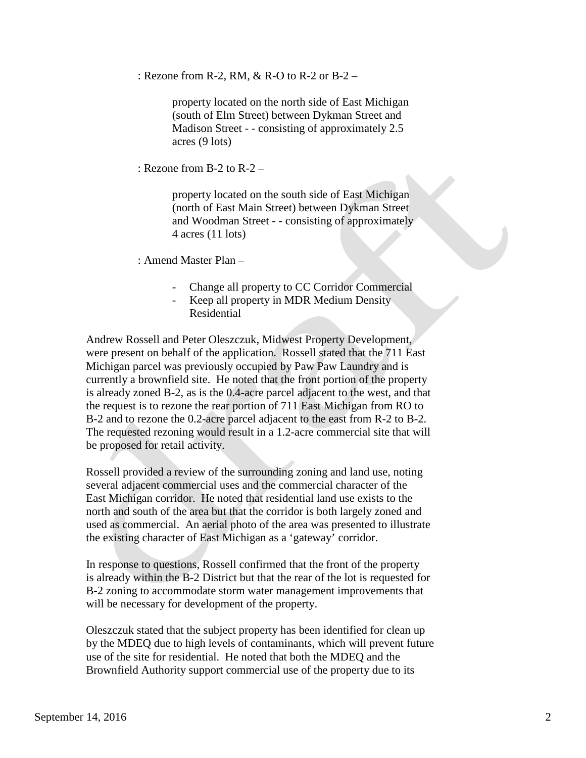: Rezone from R-2, RM, & R-O to R-2 or B-2 –

> property located on the north side of East Michigan (south of Elm Street) between Dykman Street and Madison Street - - consisting of approximately 2.5 acres (9 lots)

: Rezone from B-2 to R-2 –

> property located on the south side of East Michigan (north of East Main Street) between Dykman Street and Woodman Street - - consisting of approximately 4 acres (11 lots)

: Amend Master Plan –

- Change all property to CC Corridor Commercial
- Keep all property in MDR Medium Density Residential

Andrew Rossell and Peter Oleszczuk, Midwest Property Development, were present on behalf of the application. Rossell stated that the 711 East Michigan parcel was previously occupied by Paw Paw Laundry and is currently a brownfield site. He noted that the front portion of the property is already zoned B-2, as is the 0.4-acre parcel adjacent to the west, and that the request is to rezone the rear portion of 711 East Michigan from RO to B-2 and to rezone the 0.2-acre parcel adjacent to the east from R-2 to B-2. The requested rezoning would result in a 1.2-acre commercial site that will be proposed for retail activity.

Rossell provided a review of the surrounding zoning and land use, noting several adjacent commercial uses and the commercial character of the East Michigan corridor. He noted that residential land use exists to the north and south of the area but that the corridor is both largely zoned and used as commercial. An aerial photo of the area was presented to illustrate the existing character of East Michigan as a 'gateway' corridor.

In response to questions, Rossell confirmed that the front of the property is already within the B-2 District but that the rear of the lot is requested for B-2 zoning to accommodate storm water management improvements that will be necessary for development of the property.

Oleszczuk stated that the subject property has been identified for clean up by the MDEQ due to high levels of contaminants, which will prevent future use of the site for residential. He noted that both the MDEQ and the Brownfield Authority support commercial use of the property due to its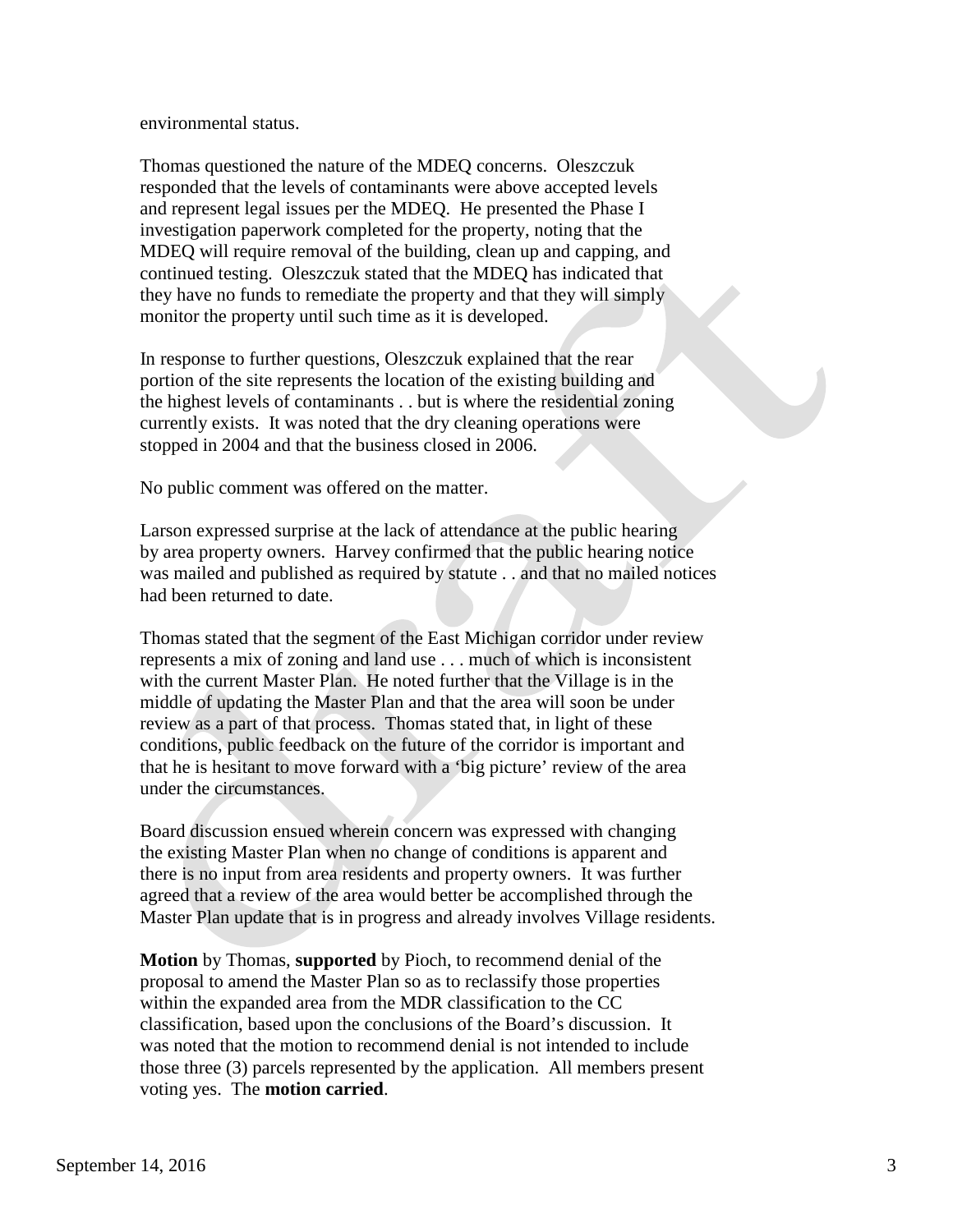environmental status.

Thomas questioned the nature of the MDEQ concerns. Oleszczuk responded that the levels of contaminants were above accepted levels and represent legal issues per the MDEQ. He presented the Phase I investigation paperwork completed for the property, noting that the MDEQ will require removal of the building, clean up and capping, and continued testing. Oleszczuk stated that the MDEQ has indicated that they have no funds to remediate the property and that they will simply monitor the property until such time as it is developed.

In response to further questions, Oleszczuk explained that the rear portion of the site represents the location of the existing building and the highest levels of contaminants . . but is where the residential zoning currently exists. It was noted that the dry cleaning operations were stopped in 2004 and that the business closed in 2006.

No public comment was offered on the matter.

Larson expressed surprise at the lack of attendance at the public hearing by area property owners. Harvey confirmed that the public hearing notice was mailed and published as required by statute . . and that no mailed notices had been returned to date.

Thomas stated that the segment of the East Michigan corridor under review represents a mix of zoning and land use . . . much of which is inconsistent with the current Master Plan. He noted further that the Village is in the middle of updating the Master Plan and that the area will soon be under review as a part of that process. Thomas stated that, in light of these conditions, public feedback on the future of the corridor is important and that he is hesitant to move forward with a 'big picture' review of the area under the circumstances.

Board discussion ensued wherein concern was expressed with changing the existing Master Plan when no change of conditions is apparent and there is no input from area residents and property owners. It was further agreed that a review of the area would better be accomplished through the Master Plan update that is in progress and already involves Village residents.

**Motion** by Thomas, **supported** by Pioch, to recommend denial of the proposal to amend the Master Plan so as to reclassify those properties within the expanded area from the MDR classification to the CC classification, based upon the conclusions of the Board's discussion. It was noted that the motion to recommend denial is not intended to include those three (3) parcels represented by the application. All members present voting yes. The **motion carried**.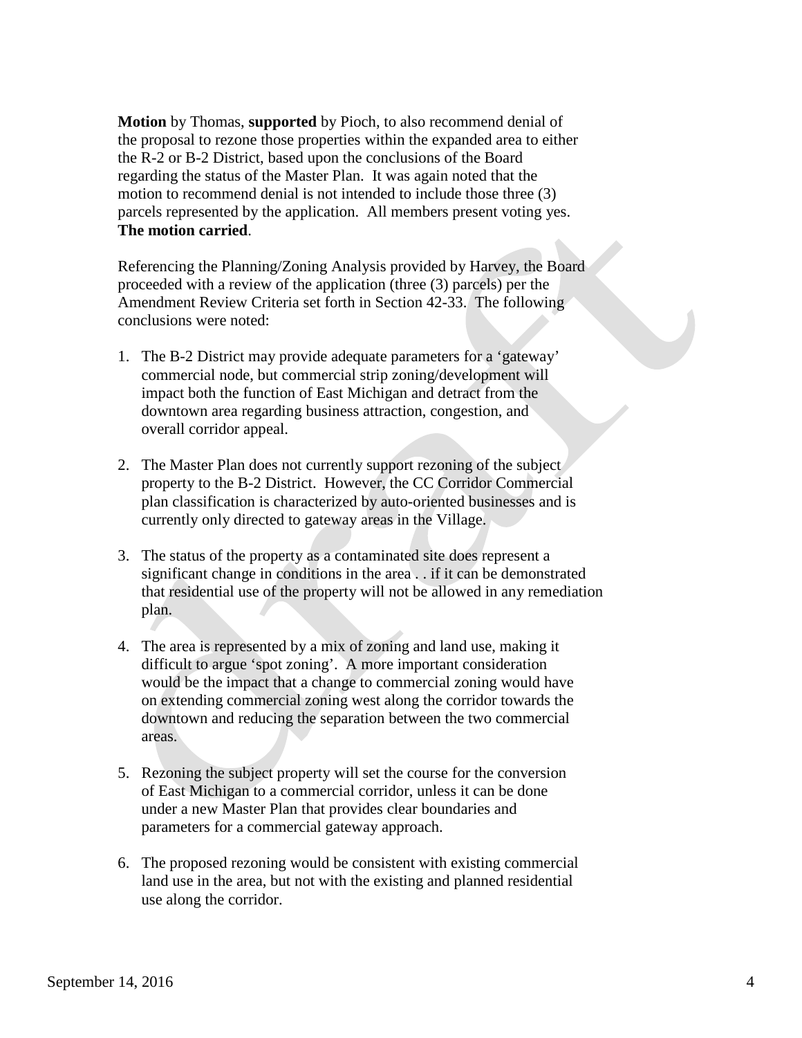**Motion** by Thomas, **supported** by Pioch, to also recommend denial of the proposal to rezone those properties within the expanded area to either the R-2 or B-2 District, based upon the conclusions of the Board regarding the status of the Master Plan. It was again noted that the motion to recommend denial is not intended to include those three (3) parcels represented by the application. All members present voting yes. **The motion carried**.

Referencing the Planning/Zoning Analysis provided by Harvey, the Board proceeded with a review of the application (three (3) parcels) per the Amendment Review Criteria set forth in Section 42-33. The following conclusions were noted:

1. The B-2 District may provide adequate parameters for a 'gateway' commercial node, but commercial strip zoning/development will impact both the function of East Michigan and detract from the downtown area regarding business attraction, congestion, and overall corridor appeal.

2. The Master Plan does not currently support rezoning of the subject property to the B-2 District. However, the CC Corridor Commercial plan classification is characterized by auto-oriented businesses and is currently only directed to gateway areas in the Village.

3. The status of the property as a contaminated site does represent a significant change in conditions in the area . . if it can be demonstrated that residential use of the property will not be allowed in any remediation plan.

4. The area is represented by a mix of zoning and land use, making it difficult to argue 'spot zoning'. A more important consideration would be the impact that a change to commercial zoning would have on extending commercial zoning west along the corridor towards the downtown and reducing the separation between the two commercial areas.

5. Rezoning the subject property will set the course for the conversion of East Michigan to a commercial corridor, unless it can be done under a new Master Plan that provides clear boundaries and parameters for a commercial gateway approach.

6. The proposed rezoning would be consistent with existing commercial land use in the area, but not with the existing and planned residential use along the corridor.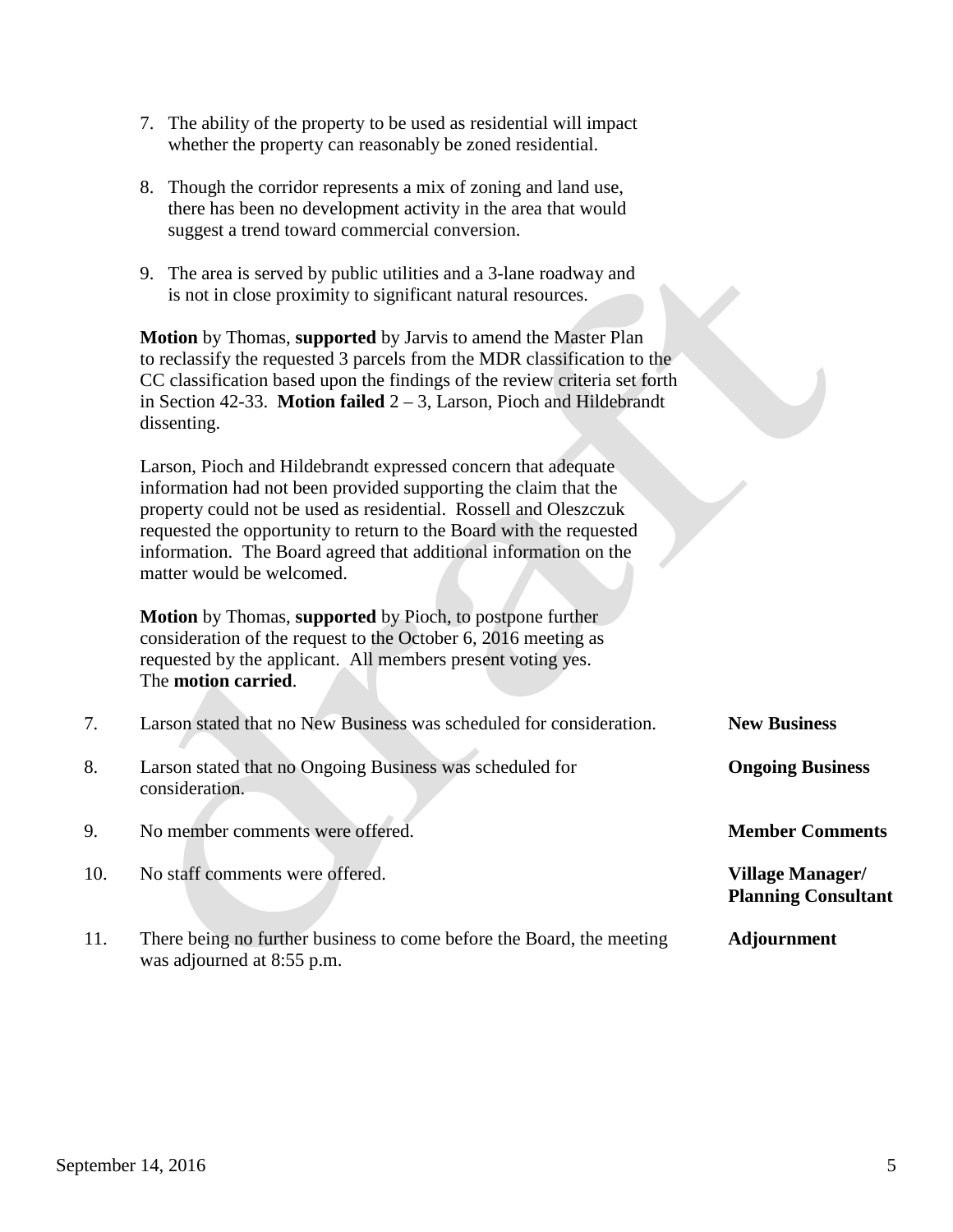7. The ability of the property to be used as residential will impact whether the property can reasonably be zoned residential.

8. Though the corridor represents a mix of zoning and land use, there has been no development activity in the area that would suggest a trend toward commercial conversion.

9. The area is served by public utilities and a 3-lane roadway and is not in close proximity to significant natural resources.

**Motion** by Thomas, **supported** by Jarvis to amend the Master Plan to reclassify the requested 3 parcels from the MDR classification to the CC classification based upon the findings of the review criteria set forth in Section 42-33. **Motion failed** 2 – 3, Larson, Pioch and Hildebrandt dissenting.

Larson, Pioch and Hildebrandt expressed concern that adequate information had not been provided supporting the claim that the property could not be used as residential. Rossell and Oleszczuk requested the opportunity to return to the Board with the requested information. The Board agreed that additional information on the matter would be welcomed.

**Motion** by Thomas, **supported** by Pioch, to postpone further consideration of the request to the October 6, 2016 meeting as requested by the applicant. All members present voting yes. The **motion carried**.

7. Larson stated that no New Business was scheduled for consideration. — **New Business**

8. Larson stated that no Ongoing Business was scheduled for consideration. — **Ongoing Business**

9. No member comments were offered. — **Member Comments**

10. No staff comments were offered. — **Village Manager/ Planning Consultant**

11. There being no further business to come before the Board, the meeting was adjourned at 8:55 p.m. — **Adjournment**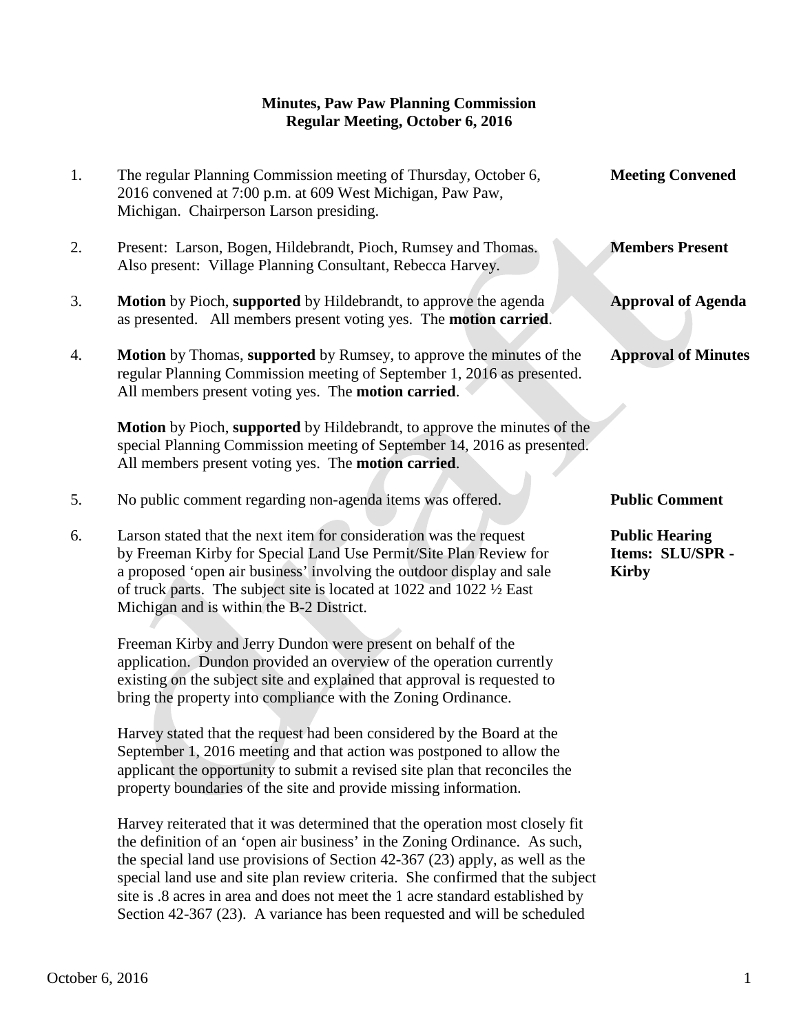**Minutes, Paw Paw Planning Commission**
**Regular Meeting, October 6, 2016**

1. The regular Planning Commission meeting of Thursday, October 6, 2016 convened at 7:00 p.m. at 609 West Michigan, Paw Paw, Michigan. Chairperson Larson presiding. — **Meeting Convened**

2. Present: Larson, Bogen, Hildebrandt, Pioch, Rumsey and Thomas. Also present: Village Planning Consultant, Rebecca Harvey. — **Members Present**

3. **Motion** by Pioch, **supported** by Hildebrandt, to approve the agenda as presented. All members present voting yes. The **motion carried**. — **Approval of Agenda**

4. **Motion** by Thomas, **supported** by Rumsey, to approve the minutes of the regular Planning Commission meeting of September 1, 2016 as presented. All members present voting yes. The **motion carried**. — **Approval of Minutes**

   **Motion** by Pioch, **supported** by Hildebrandt, to approve the minutes of the special Planning Commission meeting of September 14, 2016 as presented. All members present voting yes. The **motion carried**.

5. No public comment regarding non-agenda items was offered. — **Public Comment**

6. Larson stated that the next item for consideration was the request by Freeman Kirby for Special Land Use Permit/Site Plan Review for a proposed 'open air business' involving the outdoor display and sale of truck parts. The subject site is located at 1022 and 1022 ½ East Michigan and is within the B-2 District. — **Public Hearing Items: SLU/SPR - Kirby**

   Freeman Kirby and Jerry Dundon were present on behalf of the application. Dundon provided an overview of the operation currently existing on the subject site and explained that approval is requested to bring the property into compliance with the Zoning Ordinance.

   Harvey stated that the request had been considered by the Board at the September 1, 2016 meeting and that action was postponed to allow the applicant the opportunity to submit a revised site plan that reconciles the property boundaries of the site and provide missing information.

   Harvey reiterated that it was determined that the operation most closely fit the definition of an 'open air business' in the Zoning Ordinance. As such, the special land use provisions of Section 42-367 (23) apply, as well as the special land use and site plan review criteria. She confirmed that the subject site is .8 acres in area and does not meet the 1 acre standard established by Section 42-367 (23). A variance has been requested and will be scheduled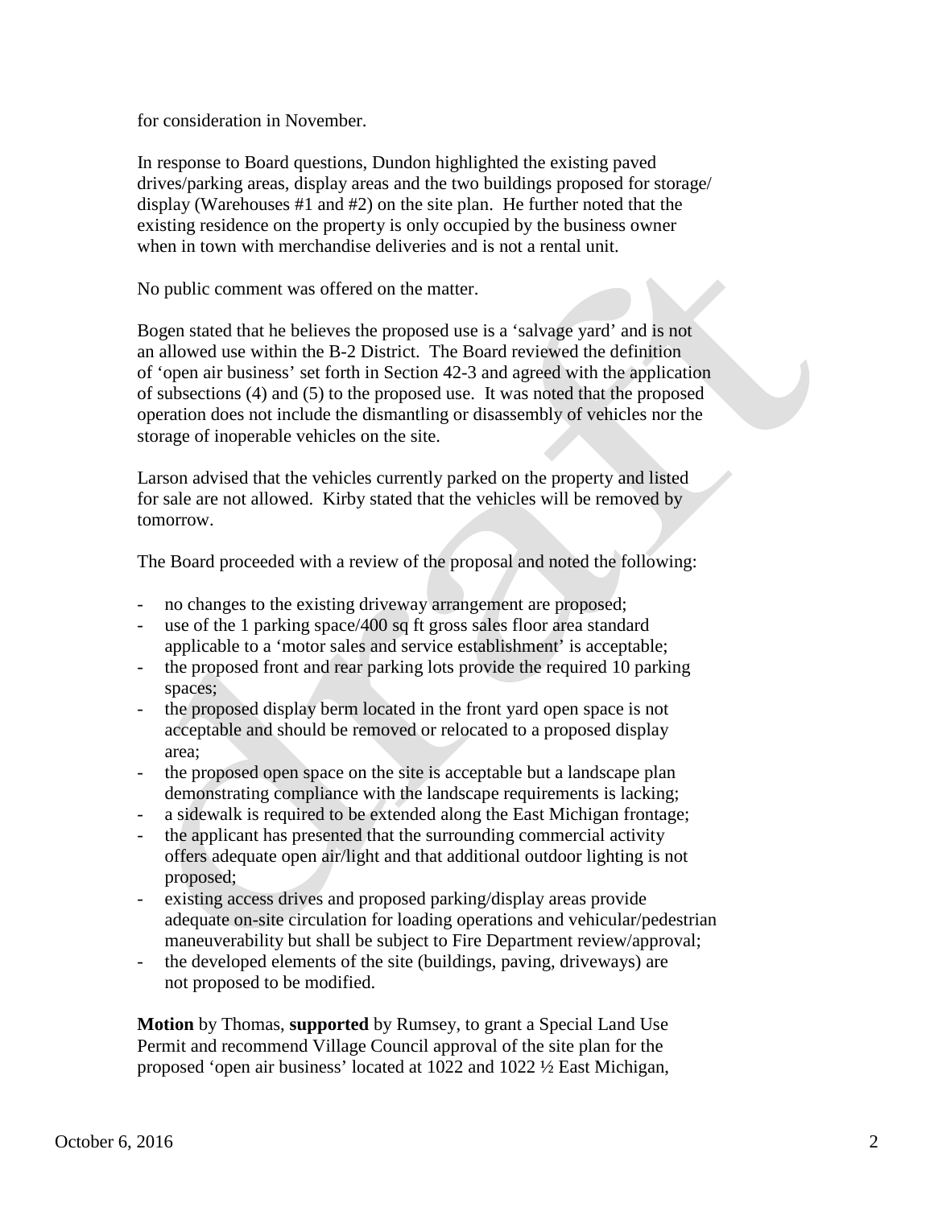for consideration in November.

In response to Board questions, Dundon highlighted the existing paved drives/parking areas, display areas and the two buildings proposed for storage/ display (Warehouses #1 and #2) on the site plan. He further noted that the existing residence on the property is only occupied by the business owner when in town with merchandise deliveries and is not a rental unit.

No public comment was offered on the matter.

Bogen stated that he believes the proposed use is a 'salvage yard' and is not an allowed use within the B-2 District. The Board reviewed the definition of 'open air business' set forth in Section 42-3 and agreed with the application of subsections (4) and (5) to the proposed use. It was noted that the proposed operation does not include the dismantling or disassembly of vehicles nor the storage of inoperable vehicles on the site.

Larson advised that the vehicles currently parked on the property and listed for sale are not allowed. Kirby stated that the vehicles will be removed by tomorrow.

The Board proceeded with a review of the proposal and noted the following:

- no changes to the existing driveway arrangement are proposed;
- use of the 1 parking space/400 sq ft gross sales floor area standard applicable to a 'motor sales and service establishment' is acceptable;
- the proposed front and rear parking lots provide the required 10 parking spaces;
- the proposed display berm located in the front yard open space is not acceptable and should be removed or relocated to a proposed display area;
- the proposed open space on the site is acceptable but a landscape plan demonstrating compliance with the landscape requirements is lacking;
- a sidewalk is required to be extended along the East Michigan frontage;
- the applicant has presented that the surrounding commercial activity offers adequate open air/light and that additional outdoor lighting is not proposed;
- existing access drives and proposed parking/display areas provide adequate on-site circulation for loading operations and vehicular/pedestrian maneuverability but shall be subject to Fire Department review/approval;
- the developed elements of the site (buildings, paving, driveways) are not proposed to be modified.

**Motion** by Thomas, **supported** by Rumsey, to grant a Special Land Use Permit and recommend Village Council approval of the site plan for the proposed 'open air business' located at 1022 and 1022 ½ East Michigan,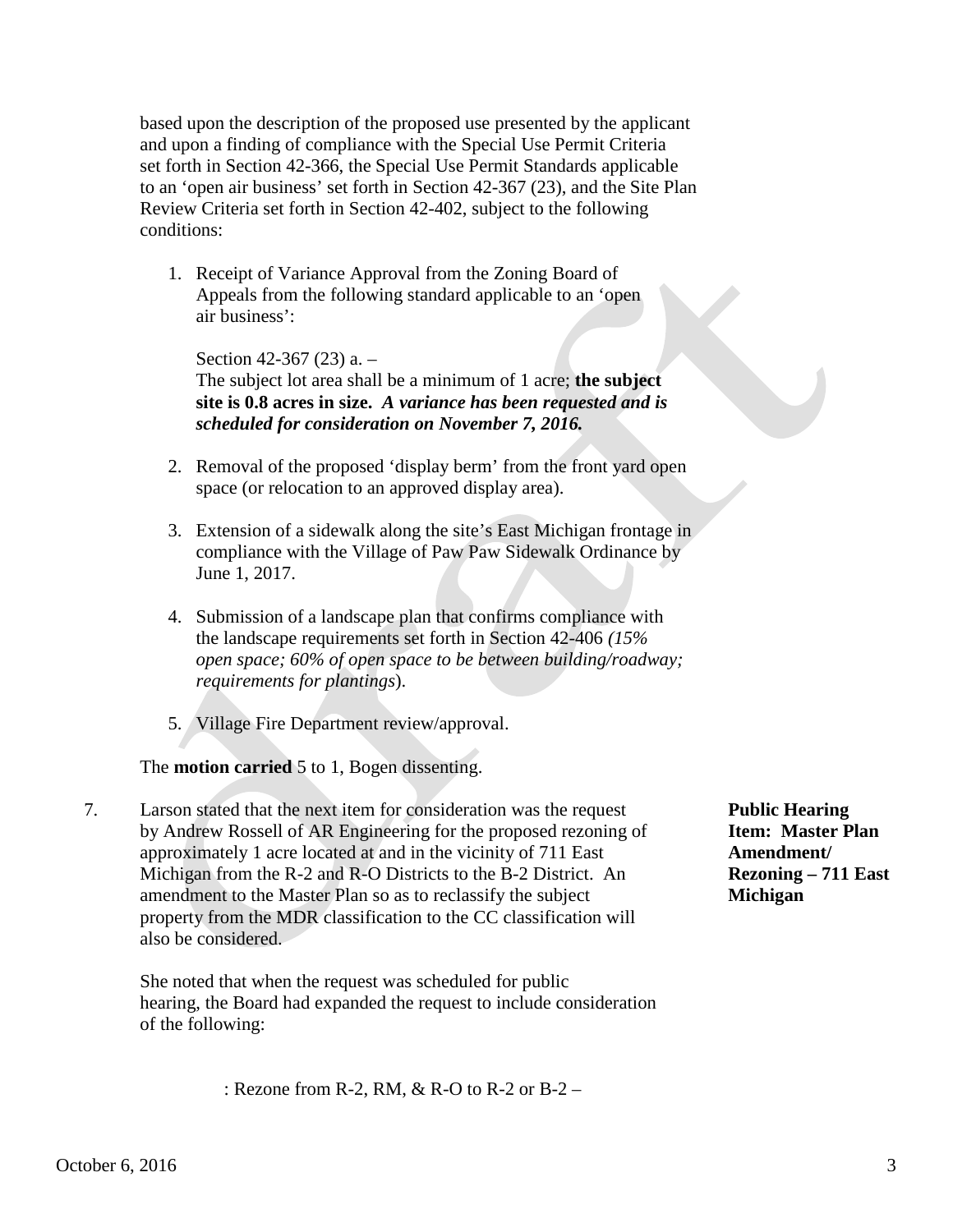based upon the description of the proposed use presented by the applicant and upon a finding of compliance with the Special Use Permit Criteria set forth in Section 42-366, the Special Use Permit Standards applicable to an 'open air business' set forth in Section 42-367 (23), and the Site Plan Review Criteria set forth in Section 42-402, subject to the following conditions:

1. Receipt of Variance Approval from the Zoning Board of Appeals from the following standard applicable to an 'open air business':

   Section 42-367 (23) a. –
   The subject lot area shall be a minimum of 1 acre; **the subject site is 0.8 acres in size.** ***A variance has been requested and is scheduled for consideration on November 7, 2016.***

2. Removal of the proposed 'display berm' from the front yard open space (or relocation to an approved display area).

3. Extension of a sidewalk along the site's East Michigan frontage in compliance with the Village of Paw Paw Sidewalk Ordinance by June 1, 2017.

4. Submission of a landscape plan that confirms compliance with the landscape requirements set forth in Section 42-406 *(15% open space; 60% of open space to be between building/roadway; requirements for plantings*).

5. Village Fire Department review/approval.

The **motion carried** 5 to 1, Bogen dissenting.

**Public Hearing Item: Master Plan Amendment/ Rezoning – 711 East Michigan**

7. Larson stated that the next item for consideration was the request by Andrew Rossell of AR Engineering for the proposed rezoning of approximately 1 acre located at and in the vicinity of 711 East Michigan from the R-2 and R-O Districts to the B-2 District. An amendment to the Master Plan so as to reclassify the subject property from the MDR classification to the CC classification will also be considered.

   She noted that when the request was scheduled for public hearing, the Board had expanded the request to include consideration of the following:

   : Rezone from R-2, RM, & R-O to R-2 or B-2 –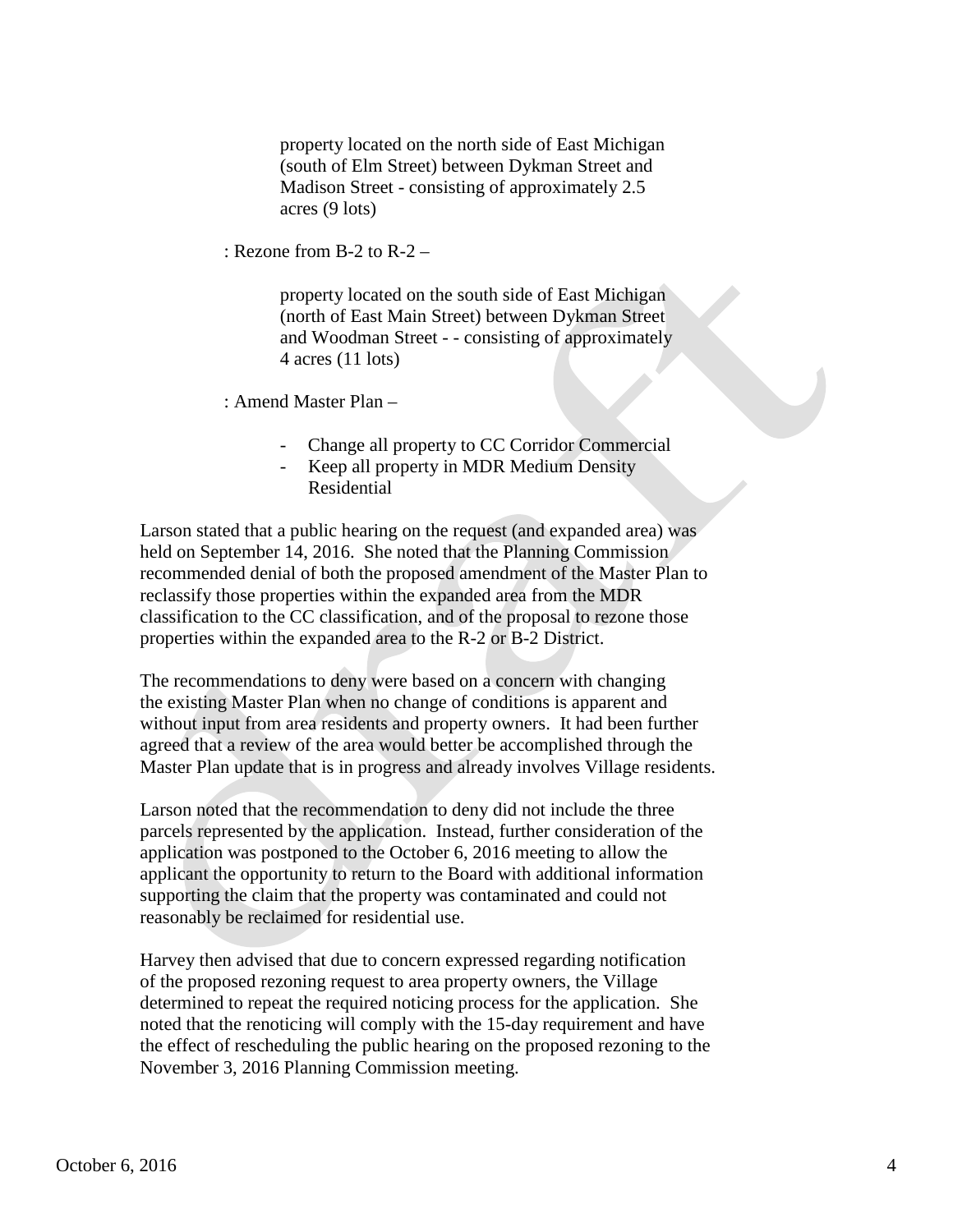property located on the north side of East Michigan (south of Elm Street) between Dykman Street and Madison Street - consisting of approximately 2.5 acres (9 lots)

: Rezone from B-2 to R-2 –

property located on the south side of East Michigan (north of East Main Street) between Dykman Street and Woodman Street - - consisting of approximately 4 acres (11 lots)

: Amend Master Plan –

- Change all property to CC Corridor Commercial
- Keep all property in MDR Medium Density Residential

Larson stated that a public hearing on the request (and expanded area) was held on September 14, 2016. She noted that the Planning Commission recommended denial of both the proposed amendment of the Master Plan to reclassify those properties within the expanded area from the MDR classification to the CC classification, and of the proposal to rezone those properties within the expanded area to the R-2 or B-2 District.

The recommendations to deny were based on a concern with changing the existing Master Plan when no change of conditions is apparent and without input from area residents and property owners. It had been further agreed that a review of the area would better be accomplished through the Master Plan update that is in progress and already involves Village residents.

Larson noted that the recommendation to deny did not include the three parcels represented by the application. Instead, further consideration of the application was postponed to the October 6, 2016 meeting to allow the applicant the opportunity to return to the Board with additional information supporting the claim that the property was contaminated and could not reasonably be reclaimed for residential use.

Harvey then advised that due to concern expressed regarding notification of the proposed rezoning request to area property owners, the Village determined to repeat the required noticing process for the application. She noted that the renoticing will comply with the 15-day requirement and have the effect of rescheduling the public hearing on the proposed rezoning to the November 3, 2016 Planning Commission meeting.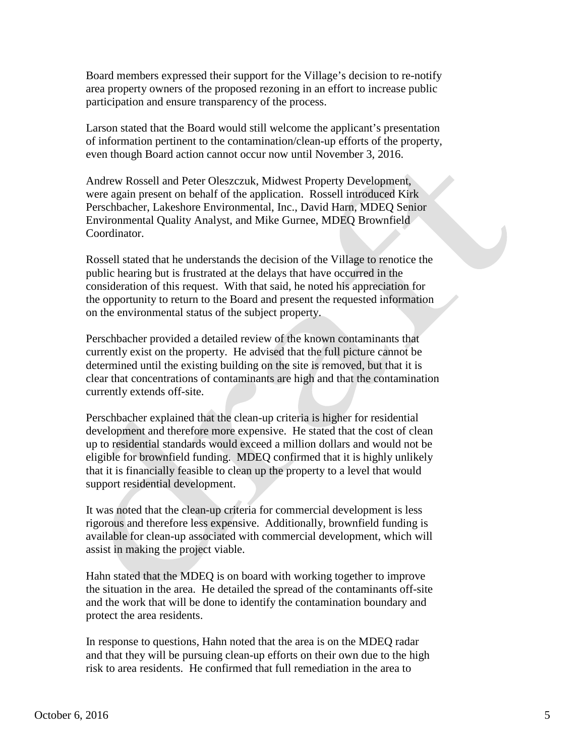Board members expressed their support for the Village's decision to re-notify area property owners of the proposed rezoning in an effort to increase public participation and ensure transparency of the process.

Larson stated that the Board would still welcome the applicant's presentation of information pertinent to the contamination/clean-up efforts of the property, even though Board action cannot occur now until November 3, 2016.

Andrew Rossell and Peter Oleszczuk, Midwest Property Development, were again present on behalf of the application. Rossell introduced Kirk Perschbacher, Lakeshore Environmental, Inc., David Harn, MDEQ Senior Environmental Quality Analyst, and Mike Gurnee, MDEQ Brownfield Coordinator.

Rossell stated that he understands the decision of the Village to renotice the public hearing but is frustrated at the delays that have occurred in the consideration of this request. With that said, he noted his appreciation for the opportunity to return to the Board and present the requested information on the environmental status of the subject property.

Perschbacher provided a detailed review of the known contaminants that currently exist on the property. He advised that the full picture cannot be determined until the existing building on the site is removed, but that it is clear that concentrations of contaminants are high and that the contamination currently extends off-site.

Perschbacher explained that the clean-up criteria is higher for residential development and therefore more expensive. He stated that the cost of clean up to residential standards would exceed a million dollars and would not be eligible for brownfield funding. MDEQ confirmed that it is highly unlikely that it is financially feasible to clean up the property to a level that would support residential development.

It was noted that the clean-up criteria for commercial development is less rigorous and therefore less expensive. Additionally, brownfield funding is available for clean-up associated with commercial development, which will assist in making the project viable.

Hahn stated that the MDEQ is on board with working together to improve the situation in the area. He detailed the spread of the contaminants off-site and the work that will be done to identify the contamination boundary and protect the area residents.

In response to questions, Hahn noted that the area is on the MDEQ radar and that they will be pursuing clean-up efforts on their own due to the high risk to area residents. He confirmed that full remediation in the area to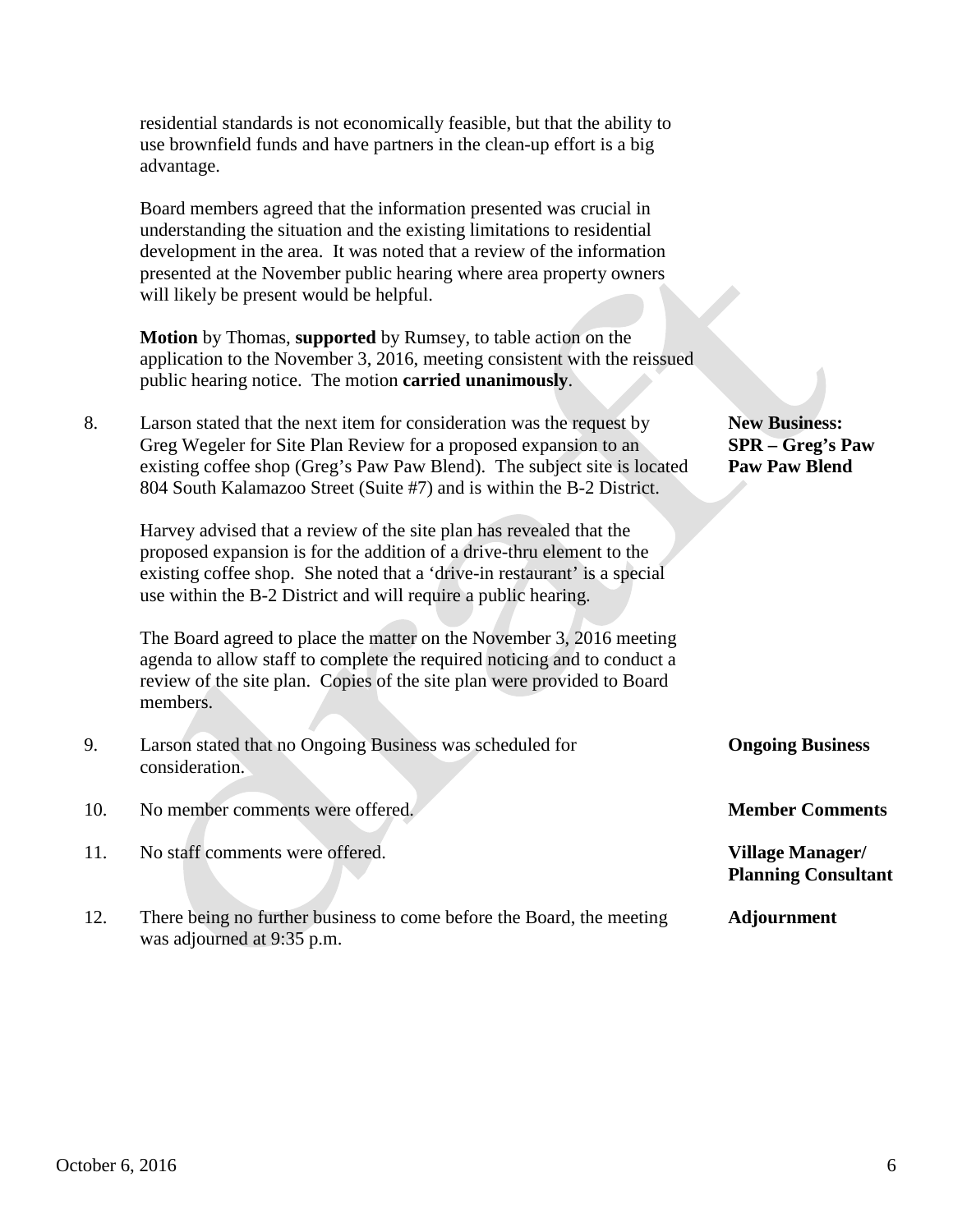residential standards is not economically feasible, but that the ability to use brownfield funds and have partners in the clean-up effort is a big advantage.

Board members agreed that the information presented was crucial in understanding the situation and the existing limitations to residential development in the area. It was noted that a review of the information presented at the November public hearing where area property owners will likely be present would be helpful.

**Motion** by Thomas, **supported** by Rumsey, to table action on the application to the November 3, 2016, meeting consistent with the reissued public hearing notice. The motion **carried unanimously**.

8. Larson stated that the next item for consideration was the request by Greg Wegeler for Site Plan Review for a proposed expansion to an existing coffee shop (Greg's Paw Paw Blend). The subject site is located 804 South Kalamazoo Street (Suite #7) and is within the B-2 District. — **New Business: SPR – Greg's Paw Paw Blend**

   Harvey advised that a review of the site plan has revealed that the proposed expansion is for the addition of a drive-thru element to the existing coffee shop. She noted that a 'drive-in restaurant' is a special use within the B-2 District and will require a public hearing.

   The Board agreed to place the matter on the November 3, 2016 meeting agenda to allow staff to complete the required noticing and to conduct a review of the site plan. Copies of the site plan were provided to Board members.

9. Larson stated that no Ongoing Business was scheduled for consideration. — **Ongoing Business**

10. No member comments were offered. — **Member Comments**

11. No staff comments were offered. — **Village Manager/ Planning Consultant**

12. There being no further business to come before the Board, the meeting was adjourned at 9:35 p.m. — **Adjournment**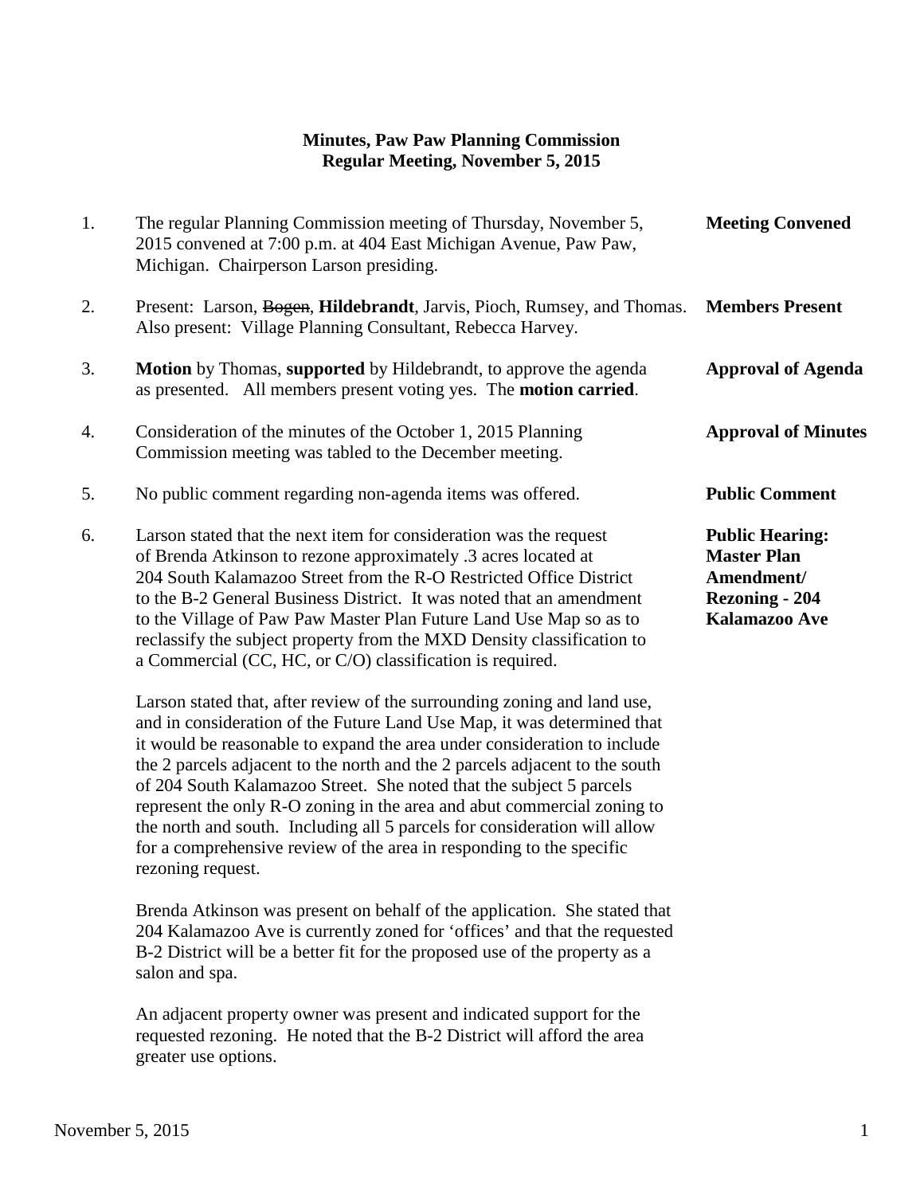**Minutes, Paw Paw Planning Commission**
**Regular Meeting, November 5, 2015**

1. The regular Planning Commission meeting of Thursday, November 5, 2015 convened at 7:00 p.m. at 404 East Michigan Avenue, Paw Paw, Michigan. Chairperson Larson presiding. — **Meeting Convened**

2. Present: Larson, ~~Bogen~~, **Hildebrandt**, Jarvis, Pioch, Rumsey, and Thomas. Also present: Village Planning Consultant, Rebecca Harvey. — **Members Present**

3. **Motion** by Thomas, **supported** by Hildebrandt, to approve the agenda as presented. All members present voting yes. The **motion carried**. — **Approval of Agenda**

4. Consideration of the minutes of the October 1, 2015 Planning Commission meeting was tabled to the December meeting. — **Approval of Minutes**

5. No public comment regarding non-agenda items was offered. — **Public Comment**

6. Larson stated that the next item for consideration was the request of Brenda Atkinson to rezone approximately .3 acres located at 204 South Kalamazoo Street from the R-O Restricted Office District to the B-2 General Business District. It was noted that an amendment to the Village of Paw Paw Master Plan Future Land Use Map so as to reclassify the subject property from the MXD Density classification to a Commercial (CC, HC, or C/O) classification is required. — **Public Hearing: Master Plan Amendment/ Rezoning - 204 Kalamazoo Ave**

   Larson stated that, after review of the surrounding zoning and land use, and in consideration of the Future Land Use Map, it was determined that it would be reasonable to expand the area under consideration to include the 2 parcels adjacent to the north and the 2 parcels adjacent to the south of 204 South Kalamazoo Street. She noted that the subject 5 parcels represent the only R-O zoning in the area and abut commercial zoning to the north and south. Including all 5 parcels for consideration will allow for a comprehensive review of the area in responding to the specific rezoning request.

   Brenda Atkinson was present on behalf of the application. She stated that 204 Kalamazoo Ave is currently zoned for 'offices' and that the requested B-2 District will be a better fit for the proposed use of the property as a salon and spa.

   An adjacent property owner was present and indicated support for the requested rezoning. He noted that the B-2 District will afford the area greater use options.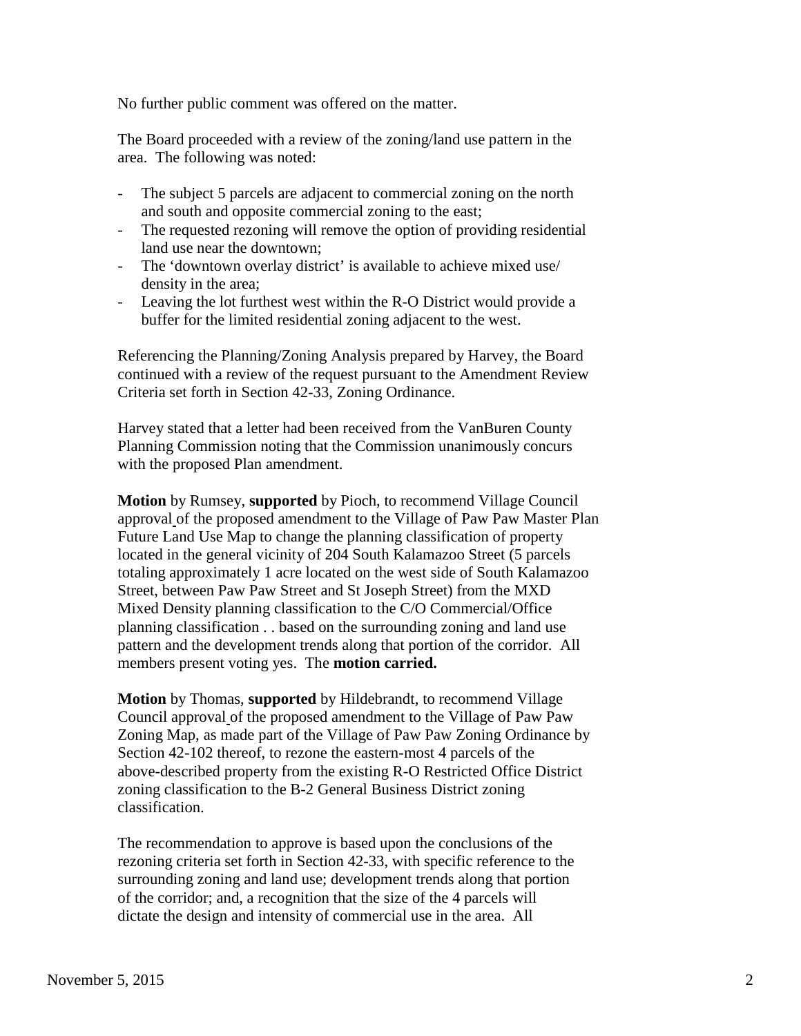No further public comment was offered on the matter.

The Board proceeded with a review of the zoning/land use pattern in the area. The following was noted:

- The subject 5 parcels are adjacent to commercial zoning on the north and south and opposite commercial zoning to the east;
- The requested rezoning will remove the option of providing residential land use near the downtown;
- The 'downtown overlay district' is available to achieve mixed use/ density in the area;
- Leaving the lot furthest west within the R-O District would provide a buffer for the limited residential zoning adjacent to the west.

Referencing the Planning/Zoning Analysis prepared by Harvey, the Board continued with a review of the request pursuant to the Amendment Review Criteria set forth in Section 42-33, Zoning Ordinance.

Harvey stated that a letter had been received from the VanBuren County Planning Commission noting that the Commission unanimously concurs with the proposed Plan amendment.

**Motion** by Rumsey, **supported** by Pioch, to recommend Village Council approval of the proposed amendment to the Village of Paw Paw Master Plan Future Land Use Map to change the planning classification of property located in the general vicinity of 204 South Kalamazoo Street (5 parcels totaling approximately 1 acre located on the west side of South Kalamazoo Street, between Paw Paw Street and St Joseph Street) from the MXD Mixed Density planning classification to the C/O Commercial/Office planning classification . . based on the surrounding zoning and land use pattern and the development trends along that portion of the corridor. All members present voting yes. The **motion carried.**

**Motion** by Thomas, **supported** by Hildebrandt, to recommend Village Council approval of the proposed amendment to the Village of Paw Paw Zoning Map, as made part of the Village of Paw Paw Zoning Ordinance by Section 42-102 thereof, to rezone the eastern-most 4 parcels of the above-described property from the existing R-O Restricted Office District zoning classification to the B-2 General Business District zoning classification.

The recommendation to approve is based upon the conclusions of the rezoning criteria set forth in Section 42-33, with specific reference to the surrounding zoning and land use; development trends along that portion of the corridor; and, a recognition that the size of the 4 parcels will dictate the design and intensity of commercial use in the area. All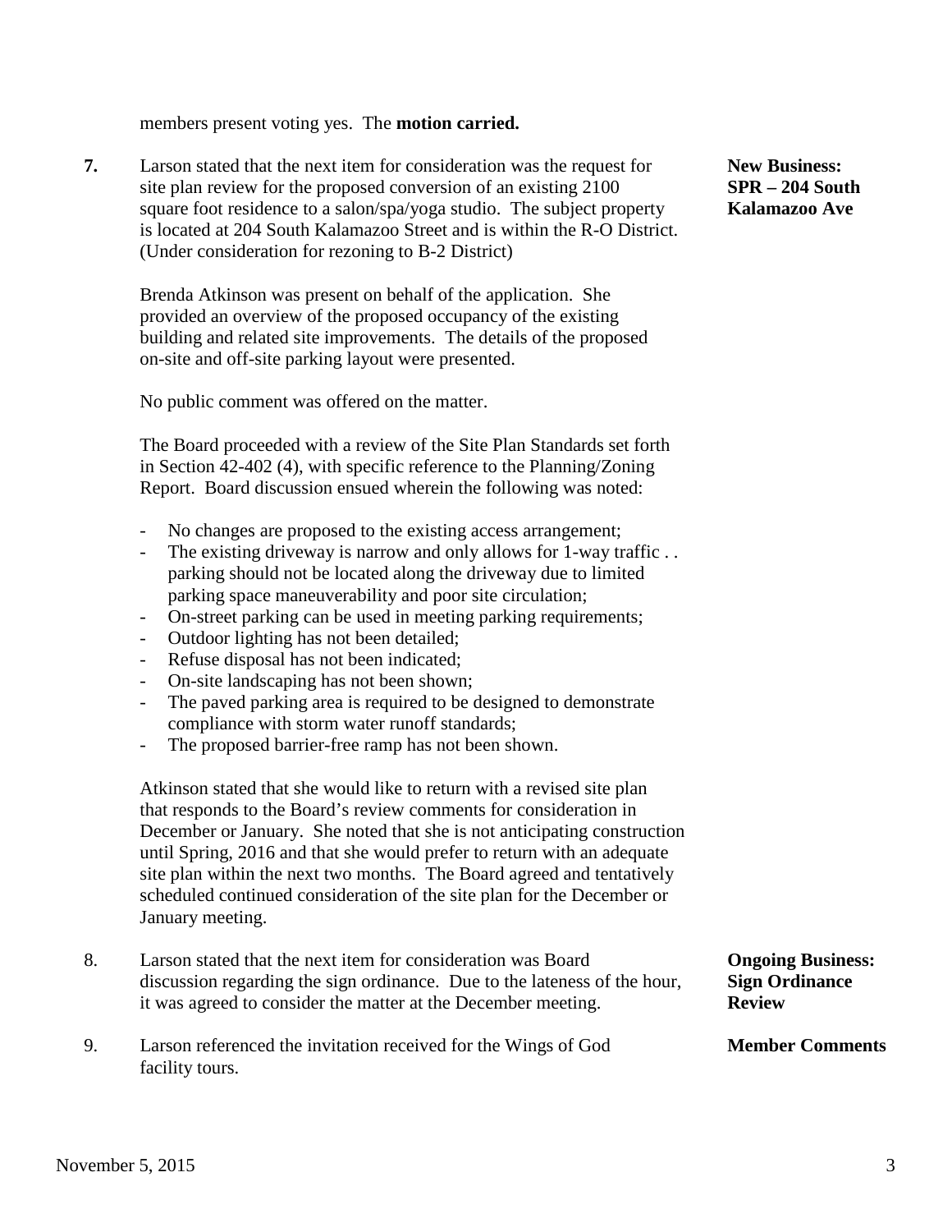members present voting yes. The **motion carried.**

**7.** Larson stated that the next item for consideration was the request for site plan review for the proposed conversion of an existing 2100 square foot residence to a salon/spa/yoga studio. The subject property is located at 204 South Kalamazoo Street and is within the R-O District. (Under consideration for rezoning to B-2 District)

**New Business: SPR – 204 South Kalamazoo Ave**

Brenda Atkinson was present on behalf of the application. She provided an overview of the proposed occupancy of the existing building and related site improvements. The details of the proposed on-site and off-site parking layout were presented.

No public comment was offered on the matter.

The Board proceeded with a review of the Site Plan Standards set forth in Section 42-402 (4), with specific reference to the Planning/Zoning Report. Board discussion ensued wherein the following was noted:

- No changes are proposed to the existing access arrangement;
- The existing driveway is narrow and only allows for 1-way traffic . . parking should not be located along the driveway due to limited parking space maneuverability and poor site circulation;
- On-street parking can be used in meeting parking requirements;
- Outdoor lighting has not been detailed;
- Refuse disposal has not been indicated;
- On-site landscaping has not been shown;
- The paved parking area is required to be designed to demonstrate compliance with storm water runoff standards;
- The proposed barrier-free ramp has not been shown.

Atkinson stated that she would like to return with a revised site plan that responds to the Board's review comments for consideration in December or January. She noted that she is not anticipating construction until Spring, 2016 and that she would prefer to return with an adequate site plan within the next two months. The Board agreed and tentatively scheduled continued consideration of the site plan for the December or January meeting.

8. Larson stated that the next item for consideration was Board discussion regarding the sign ordinance. Due to the lateness of the hour, it was agreed to consider the matter at the December meeting.

**Ongoing Business: Sign Ordinance Review**

9. Larson referenced the invitation received for the Wings of God facility tours.

**Member Comments**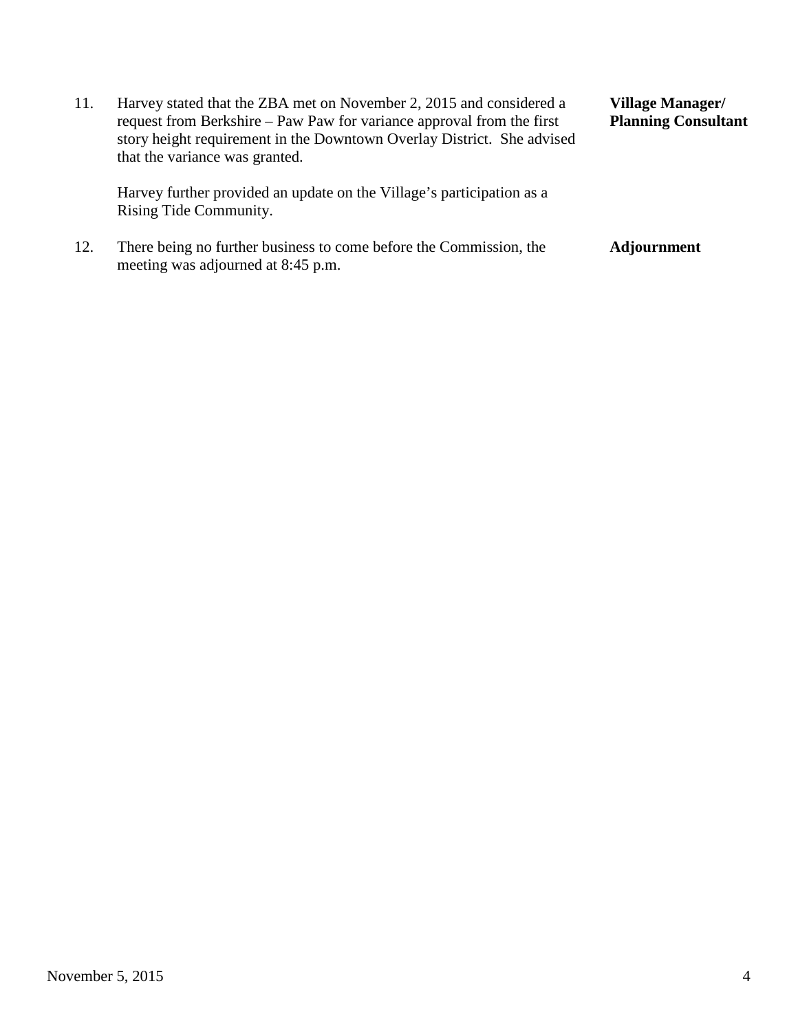11. Harvey stated that the ZBA met on November 2, 2015 and considered a request from Berkshire – Paw Paw for variance approval from the first story height requirement in the Downtown Overlay District. She advised that the variance was granted. **Village Manager/ Planning Consultant**

    Harvey further provided an update on the Village's participation as a Rising Tide Community.

12. There being no further business to come before the Commission, the meeting was adjourned at 8:45 p.m. **Adjournment**